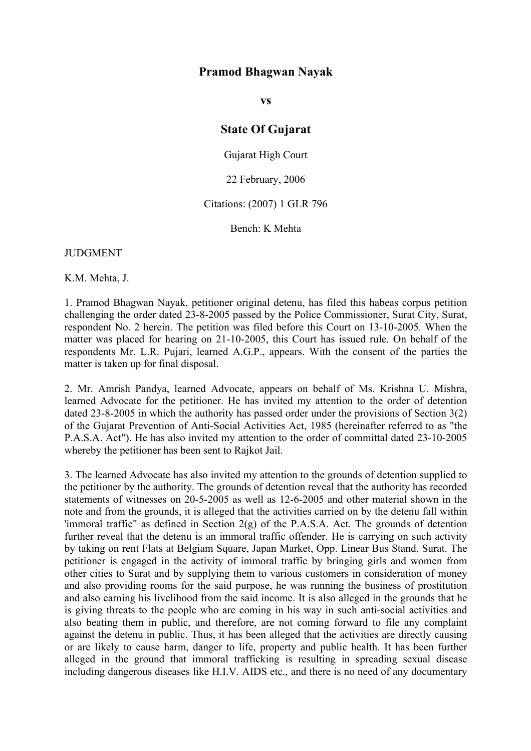# Pramod Bhagwan Nayak

**vs**

# State Of Gujarat

Gujarat High Court

22 February, 2006

Citations: (2007) 1 GLR 796

Bench: K Mehta

JUDGMENT

K.M. Mehta, J.

1. Pramod Bhagwan Nayak, petitioner original detenu, has filed this habeas corpus petition challenging the order dated 23-8-2005 passed by the Police Commissioner, Surat City, Surat, respondent No. 2 herein. The petition was filed before this Court on 13-10-2005. When the matter was placed for hearing on 21-10-2005, this Court has issued rule. On behalf of the respondents Mr. L.R. Pujari, learned A.G.P., appears. With the consent of the parties the matter is taken up for final disposal.

2. Mr. Amrish Pandya, learned Advocate, appears on behalf of Ms. Krishna U. Mishra, learned Advocate for the petitioner. He has invited my attention to the order of detention dated 23-8-2005 in which the authority has passed order under the provisions of Section 3(2) of the Gujarat Prevention of Anti-Social Activities Act, 1985 (hereinafter referred to as "the P.A.S.A. Act"). He has also invited my attention to the order of committal dated 23-10-2005 whereby the petitioner has been sent to Rajkot Jail.

3. The learned Advocate has also invited my attention to the grounds of detention supplied to the petitioner by the authority. The grounds of detention reveal that the authority has recorded statements of witnesses on 20-5-2005 as well as 12-6-2005 and other material shown in the note and from the grounds, it is alleged that the activities carried on by the detenu fall within 'immoral traffic" as defined in Section 2(g) of the P.A.S.A. Act. The grounds of detention further reveal that the detenu is an immoral traffic offender. He is carrying on such activity by taking on rent Flats at Belgiam Square, Japan Market, Opp. Linear Bus Stand, Surat. The petitioner is engaged in the activity of immoral traffic by bringing girls and women from other cities to Surat and by supplying them to various customers in consideration of money and also providing rooms for the said purpose, he was running the business of prostitution and also earning his livelihood from the said income. It is also alleged in the grounds that he is giving threats to the people who are coming in his way in such anti-social activities and also beating them in public, and therefore, are not coming forward to file any complaint against the detenu in public. Thus, it has been alleged that the activities are directly causing or are likely to cause harm, danger to life, property and public health. It has been further alleged in the ground that immoral trafficking is resulting in spreading sexual disease including dangerous diseases like H.I.V. AIDS etc., and there is no need of any documentary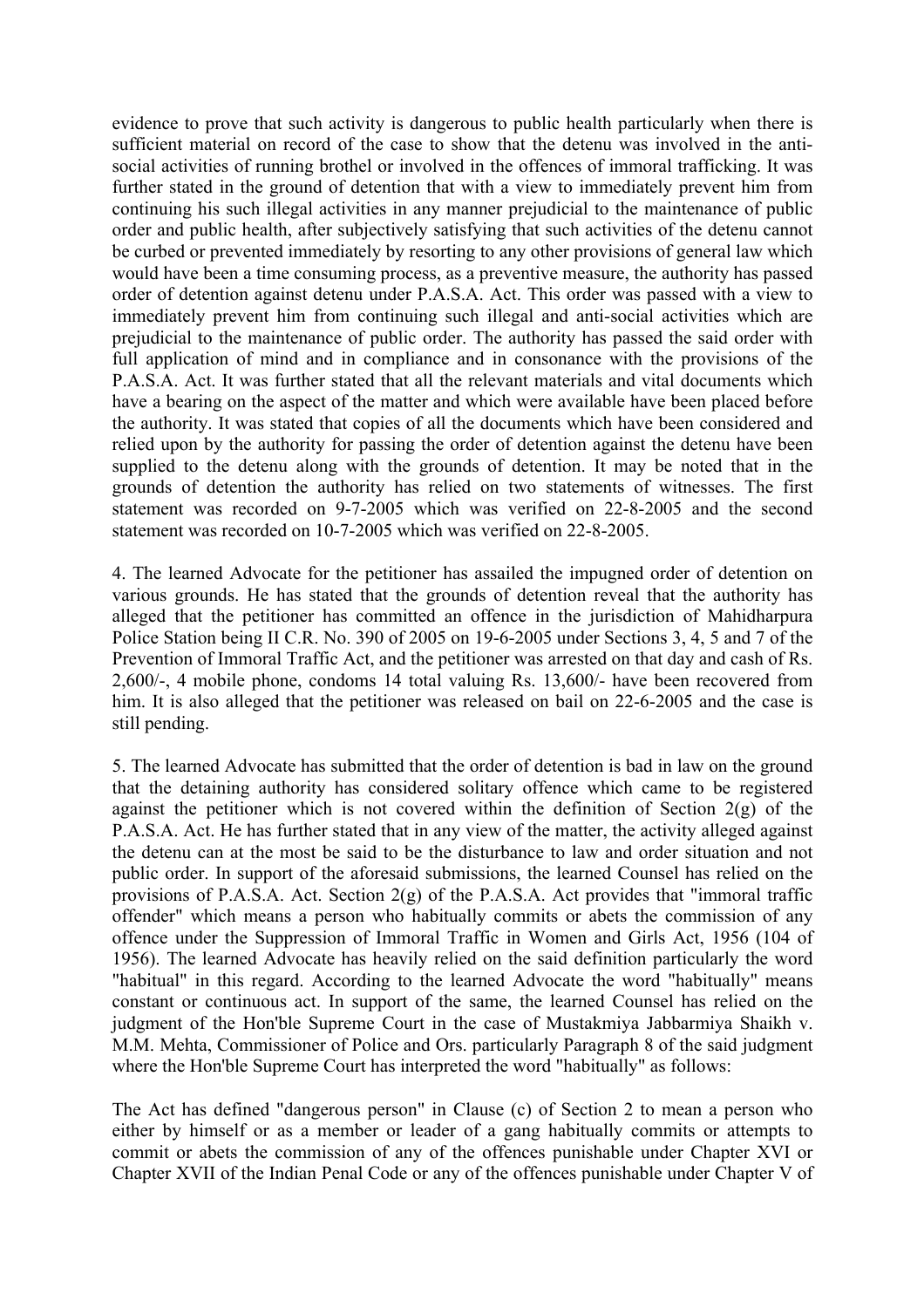evidence to prove that such activity is dangerous to public health particularly when there is sufficient material on record of the case to show that the detenu was involved in the anti-social activities of running brothel or involved in the offences of immoral trafficking. It was further stated in the ground of detention that with a view to immediately prevent him from continuing his such illegal activities in any manner prejudicial to the maintenance of public order and public health, after subjectively satisfying that such activities of the detenu cannot be curbed or prevented immediately by resorting to any other provisions of general law which would have been a time consuming process, as a preventive measure, the authority has passed order of detention against detenu under P.A.S.A. Act. This order was passed with a view to immediately prevent him from continuing such illegal and anti-social activities which are prejudicial to the maintenance of public order. The authority has passed the said order with full application of mind and in compliance and in consonance with the provisions of the P.A.S.A. Act. It was further stated that all the relevant materials and vital documents which have a bearing on the aspect of the matter and which were available have been placed before the authority. It was stated that copies of all the documents which have been considered and relied upon by the authority for passing the order of detention against the detenu have been supplied to the detenu along with the grounds of detention. It may be noted that in the grounds of detention the authority has relied on two statements of witnesses. The first statement was recorded on 9-7-2005 which was verified on 22-8-2005 and the second statement was recorded on 10-7-2005 which was verified on 22-8-2005.

4. The learned Advocate for the petitioner has assailed the impugned order of detention on various grounds. He has stated that the grounds of detention reveal that the authority has alleged that the petitioner has committed an offence in the jurisdiction of Mahidharpura Police Station being II C.R. No. 390 of 2005 on 19-6-2005 under Sections 3, 4, 5 and 7 of the Prevention of Immoral Traffic Act, and the petitioner was arrested on that day and cash of Rs. 2,600/-, 4 mobile phone, condoms 14 total valuing Rs. 13,600/- have been recovered from him. It is also alleged that the petitioner was released on bail on 22-6-2005 and the case is still pending.

5. The learned Advocate has submitted that the order of detention is bad in law on the ground that the detaining authority has considered solitary offence which came to be registered against the petitioner which is not covered within the definition of Section 2(g) of the P.A.S.A. Act. He has further stated that in any view of the matter, the activity alleged against the detenu can at the most be said to be the disturbance to law and order situation and not public order. In support of the aforesaid submissions, the learned Counsel has relied on the provisions of P.A.S.A. Act. Section 2(g) of the P.A.S.A. Act provides that "immoral traffic offender" which means a person who habitually commits or abets the commission of any offence under the Suppression of Immoral Traffic in Women and Girls Act, 1956 (104 of 1956). The learned Advocate has heavily relied on the said definition particularly the word "habitual" in this regard. According to the learned Advocate the word "habitually" means constant or continuous act. In support of the same, the learned Counsel has relied on the judgment of the Hon'ble Supreme Court in the case of Mustakmiya Jabbarmiya Shaikh v. M.M. Mehta, Commissioner of Police and Ors. particularly Paragraph 8 of the said judgment where the Hon'ble Supreme Court has interpreted the word "habitually" as follows:

The Act has defined "dangerous person" in Clause (c) of Section 2 to mean a person who either by himself or as a member or leader of a gang habitually commits or attempts to commit or abets the commission of any of the offences punishable under Chapter XVI or Chapter XVII of the Indian Penal Code or any of the offences punishable under Chapter V of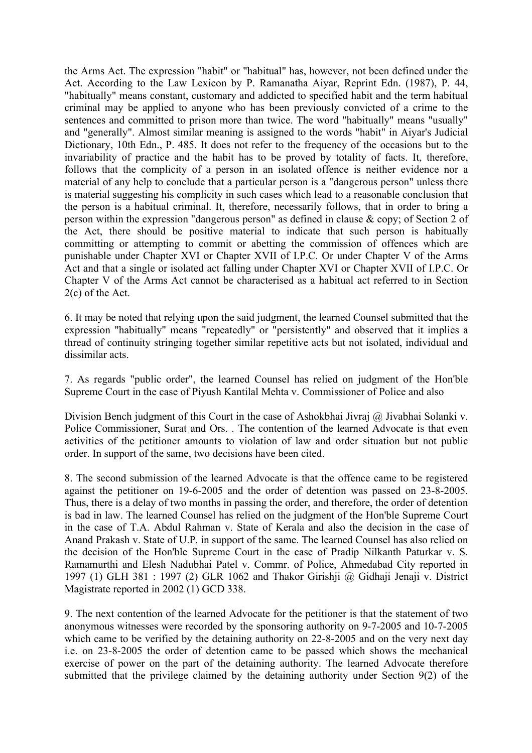the Arms Act. The expression "habit" or "habitual" has, however, not been defined under the Act. According to the Law Lexicon by P. Ramanatha Aiyar, Reprint Edn. (1987), P. 44, "habitually" means constant, customary and addicted to specified habit and the term habitual criminal may be applied to anyone who has been previously convicted of a crime to the sentences and committed to prison more than twice. The word "habitually" means "usually" and "generally". Almost similar meaning is assigned to the words "habit" in Aiyar's Judicial Dictionary, 10th Edn., P. 485. It does not refer to the frequency of the occasions but to the invariability of practice and the habit has to be proved by totality of facts. It, therefore, follows that the complicity of a person in an isolated offence is neither evidence nor a material of any help to conclude that a particular person is a "dangerous person" unless there is material suggesting his complicity in such cases which lead to a reasonable conclusion that the person is a habitual criminal. It, therefore, necessarily follows, that in order to bring a person within the expression "dangerous person" as defined in clause & copy; of Section 2 of the Act, there should be positive material to indicate that such person is habitually committing or attempting to commit or abetting the commission of offences which are punishable under Chapter XVI or Chapter XVII of I.P.C. Or under Chapter V of the Arms Act and that a single or isolated act falling under Chapter XVI or Chapter XVII of I.P.C. Or Chapter V of the Arms Act cannot be characterised as a habitual act referred to in Section 2(c) of the Act.

6. It may be noted that relying upon the said judgment, the learned Counsel submitted that the expression "habitually" means "repeatedly" or "persistently" and observed that it implies a thread of continuity stringing together similar repetitive acts but not isolated, individual and dissimilar acts.

7. As regards "public order", the learned Counsel has relied on judgment of the Hon'ble Supreme Court in the case of Piyush Kantilal Mehta v. Commissioner of Police and also

Division Bench judgment of this Court in the case of Ashokbhai Jivraj @ Jivabhai Solanki v. Police Commissioner, Surat and Ors. . The contention of the learned Advocate is that even activities of the petitioner amounts to violation of law and order situation but not public order. In support of the same, two decisions have been cited.

8. The second submission of the learned Advocate is that the offence came to be registered against the petitioner on 19-6-2005 and the order of detention was passed on 23-8-2005. Thus, there is a delay of two months in passing the order, and therefore, the order of detention is bad in law. The learned Counsel has relied on the judgment of the Hon'ble Supreme Court in the case of T.A. Abdul Rahman v. State of Kerala and also the decision in the case of Anand Prakash v. State of U.P. in support of the same. The learned Counsel has also relied on the decision of the Hon'ble Supreme Court in the case of Pradip Nilkanth Paturkar v. S. Ramamurthi and Elesh Nadubhai Patel v. Commr. of Police, Ahmedabad City reported in 1997 (1) GLH 381 : 1997 (2) GLR 1062 and Thakor Girishji @ Gidhaji Jenaji v. District Magistrate reported in 2002 (1) GCD 338.

9. The next contention of the learned Advocate for the petitioner is that the statement of two anonymous witnesses were recorded by the sponsoring authority on 9-7-2005 and 10-7-2005 which came to be verified by the detaining authority on 22-8-2005 and on the very next day i.e. on 23-8-2005 the order of detention came to be passed which shows the mechanical exercise of power on the part of the detaining authority. The learned Advocate therefore submitted that the privilege claimed by the detaining authority under Section 9(2) of the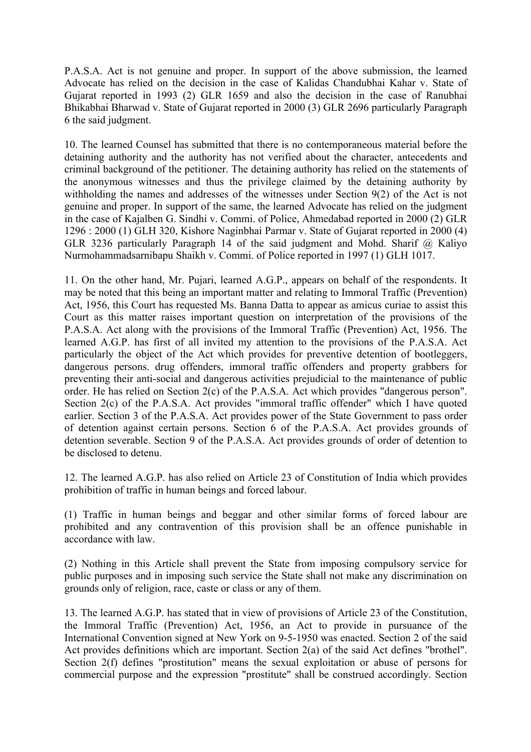P.A.S.A. Act is not genuine and proper. In support of the above submission, the learned Advocate has relied on the decision in the case of Kalidas Chandubhai Kahar v. State of Gujarat reported in 1993 (2) GLR 1659 and also the decision in the case of Ranubhai Bhikabhai Bharwad v. State of Gujarat reported in 2000 (3) GLR 2696 particularly Paragraph 6 the said judgment.

10. The learned Counsel has submitted that there is no contemporaneous material before the detaining authority and the authority has not verified about the character, antecedents and criminal background of the petitioner. The detaining authority has relied on the statements of the anonymous witnesses and thus the privilege claimed by the detaining authority by withholding the names and addresses of the witnesses under Section 9(2) of the Act is not genuine and proper. In support of the same, the learned Advocate has relied on the judgment in the case of Kajalben G. Sindhi v. Commi. of Police, Ahmedabad reported in 2000 (2) GLR 1296 : 2000 (1) GLH 320, Kishore Naginbhai Parmar v. State of Gujarat reported in 2000 (4) GLR 3236 particularly Paragraph 14 of the said judgment and Mohd. Sharif @ Kaliyo Nurmohammadsarnibapu Shaikh v. Commi. of Police reported in 1997 (1) GLH 1017.

11. On the other hand, Mr. Pujari, learned A.G.P., appears on behalf of the respondents. It may be noted that this being an important matter and relating to Immoral Traffic (Prevention) Act, 1956, this Court has requested Ms. Banna Datta to appear as amicus curiae to assist this Court as this matter raises important question on interpretation of the provisions of the P.A.S.A. Act along with the provisions of the Immoral Traffic (Prevention) Act, 1956. The learned A.G.P. has first of all invited my attention to the provisions of the P.A.S.A. Act particularly the object of the Act which provides for preventive detention of bootleggers, dangerous persons. drug offenders, immoral traffic offenders and property grabbers for preventing their anti-social and dangerous activities prejudicial to the maintenance of public order. He has relied on Section 2(c) of the P.A.S.A. Act which provides "dangerous person". Section 2(c) of the P.A.S.A. Act provides "immoral traffic offender" which I have quoted earlier. Section 3 of the P.A.S.A. Act provides power of the State Government to pass order of detention against certain persons. Section 6 of the P.A.S.A. Act provides grounds of detention severable. Section 9 of the P.A.S.A. Act provides grounds of order of detention to be disclosed to detenu.

12. The learned A.G.P. has also relied on Article 23 of Constitution of India which provides prohibition of traffic in human beings and forced labour.

(1) Traffic in human beings and beggar and other similar forms of forced labour are prohibited and any contravention of this provision shall be an offence punishable in accordance with law.

(2) Nothing in this Article shall prevent the State from imposing compulsory service for public purposes and in imposing such service the State shall not make any discrimination on grounds only of religion, race, caste or class or any of them.

13. The learned A.G.P. has stated that in view of provisions of Article 23 of the Constitution, the Immoral Traffic (Prevention) Act, 1956, an Act to provide in pursuance of the International Convention signed at New York on 9-5-1950 was enacted. Section 2 of the said Act provides definitions which are important. Section 2(a) of the said Act defines "brothel". Section 2(f) defines "prostitution" means the sexual exploitation or abuse of persons for commercial purpose and the expression "prostitute" shall be construed accordingly. Section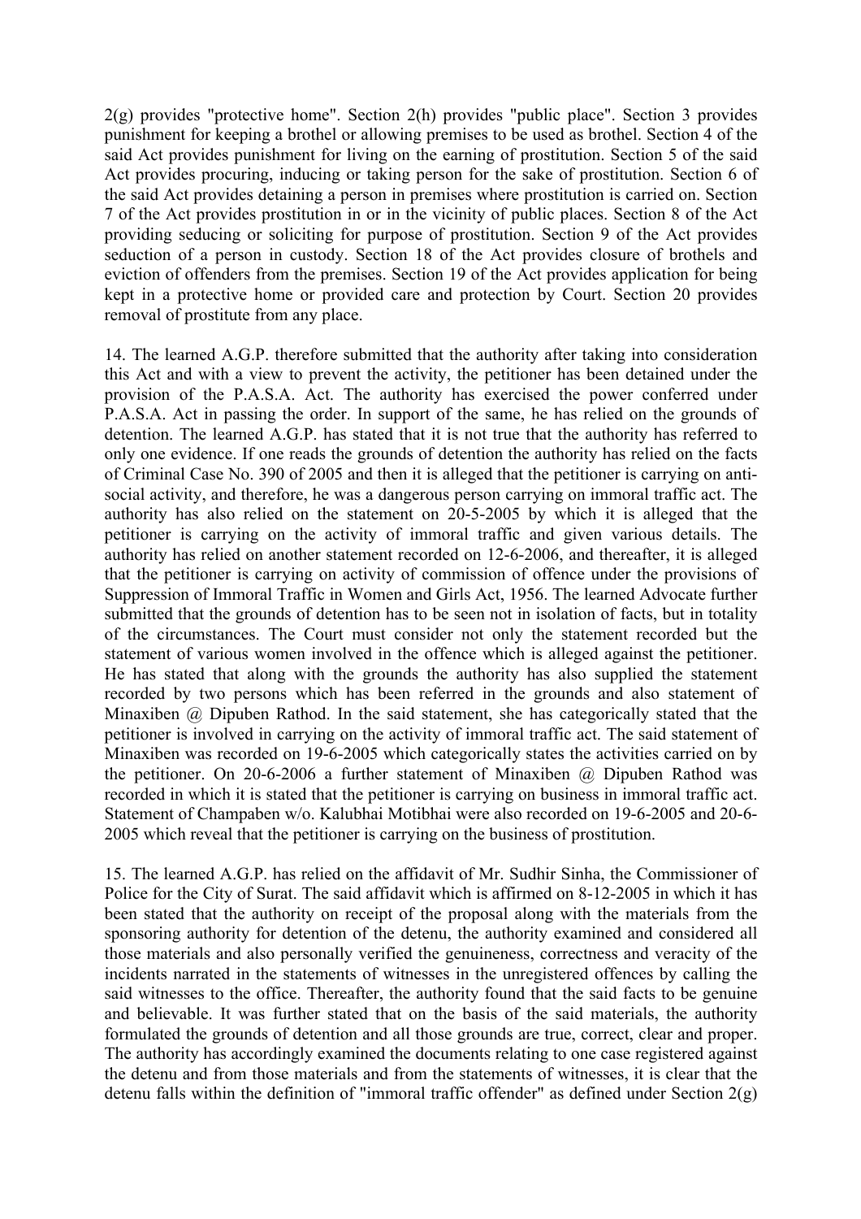2(g) provides "protective home". Section 2(h) provides "public place". Section 3 provides punishment for keeping a brothel or allowing premises to be used as brothel. Section 4 of the said Act provides punishment for living on the earning of prostitution. Section 5 of the said Act provides procuring, inducing or taking person for the sake of prostitution. Section 6 of the said Act provides detaining a person in premises where prostitution is carried on. Section 7 of the Act provides prostitution in or in the vicinity of public places. Section 8 of the Act providing seducing or soliciting for purpose of prostitution. Section 9 of the Act provides seduction of a person in custody. Section 18 of the Act provides closure of brothels and eviction of offenders from the premises. Section 19 of the Act provides application for being kept in a protective home or provided care and protection by Court. Section 20 provides removal of prostitute from any place.

14. The learned A.G.P. therefore submitted that the authority after taking into consideration this Act and with a view to prevent the activity, the petitioner has been detained under the provision of the P.A.S.A. Act. The authority has exercised the power conferred under P.A.S.A. Act in passing the order. In support of the same, he has relied on the grounds of detention. The learned A.G.P. has stated that it is not true that the authority has referred to only one evidence. If one reads the grounds of detention the authority has relied on the facts of Criminal Case No. 390 of 2005 and then it is alleged that the petitioner is carrying on anti-social activity, and therefore, he was a dangerous person carrying on immoral traffic act. The authority has also relied on the statement on 20-5-2005 by which it is alleged that the petitioner is carrying on the activity of immoral traffic and given various details. The authority has relied on another statement recorded on 12-6-2006, and thereafter, it is alleged that the petitioner is carrying on activity of commission of offence under the provisions of Suppression of Immoral Traffic in Women and Girls Act, 1956. The learned Advocate further submitted that the grounds of detention has to be seen not in isolation of facts, but in totality of the circumstances. The Court must consider not only the statement recorded but the statement of various women involved in the offence which is alleged against the petitioner. He has stated that along with the grounds the authority has also supplied the statement recorded by two persons which has been referred in the grounds and also statement of Minaxiben @ Dipuben Rathod. In the said statement, she has categorically stated that the petitioner is involved in carrying on the activity of immoral traffic act. The said statement of Minaxiben was recorded on 19-6-2005 which categorically states the activities carried on by the petitioner. On 20-6-2006 a further statement of Minaxiben @ Dipuben Rathod was recorded in which it is stated that the petitioner is carrying on business in immoral traffic act. Statement of Champaben w/o. Kalubhai Motibhai were also recorded on 19-6-2005 and 20-6-2005 which reveal that the petitioner is carrying on the business of prostitution.

15. The learned A.G.P. has relied on the affidavit of Mr. Sudhir Sinha, the Commissioner of Police for the City of Surat. The said affidavit which is affirmed on 8-12-2005 in which it has been stated that the authority on receipt of the proposal along with the materials from the sponsoring authority for detention of the detenu, the authority examined and considered all those materials and also personally verified the genuineness, correctness and veracity of the incidents narrated in the statements of witnesses in the unregistered offences by calling the said witnesses to the office. Thereafter, the authority found that the said facts to be genuine and believable. It was further stated that on the basis of the said materials, the authority formulated the grounds of detention and all those grounds are true, correct, clear and proper. The authority has accordingly examined the documents relating to one case registered against the detenu and from those materials and from the statements of witnesses, it is clear that the detenu falls within the definition of "immoral traffic offender" as defined under Section 2(g)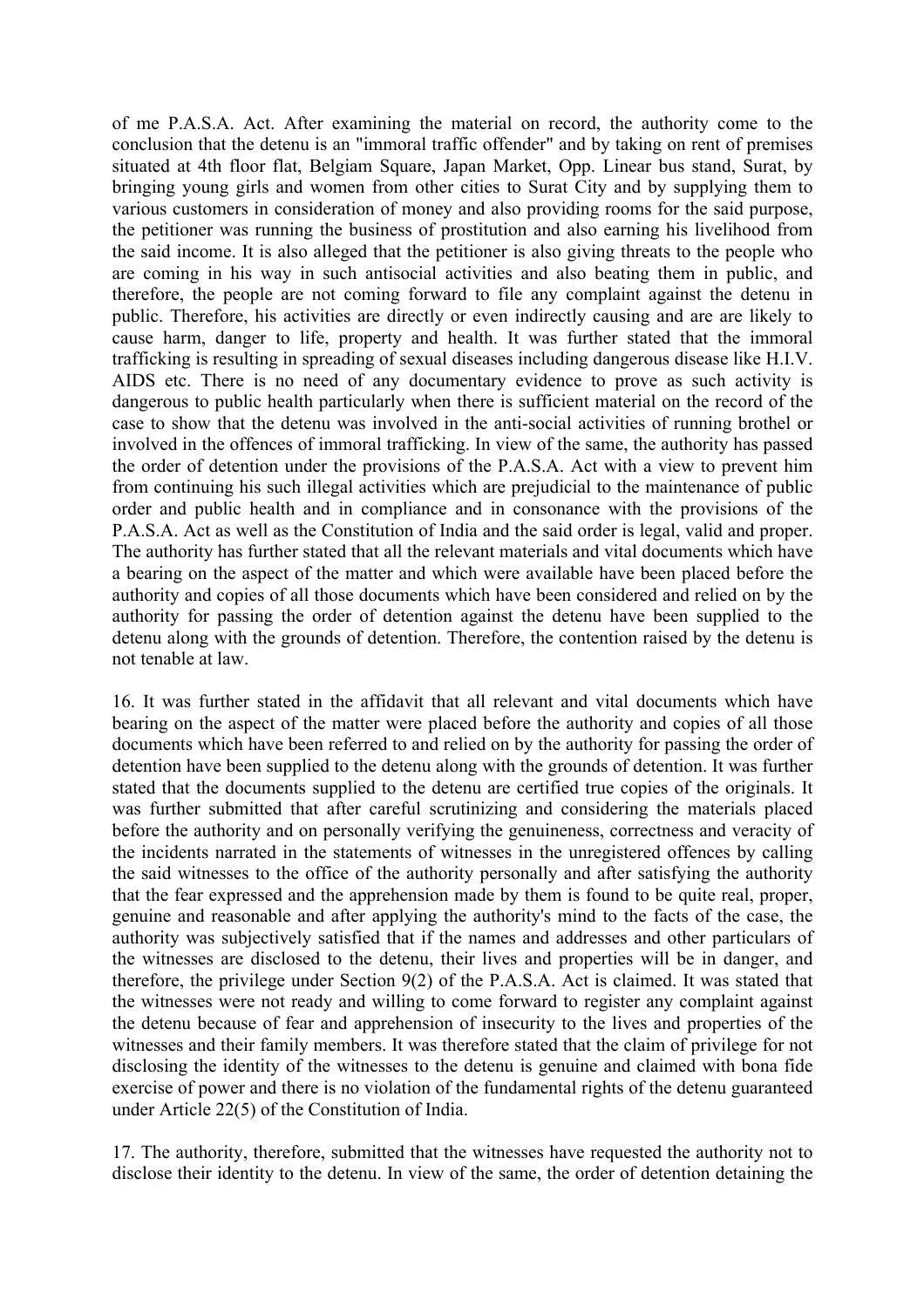of me P.A.S.A. Act. After examining the material on record, the authority come to the conclusion that the detenu is an "immoral traffic offender" and by taking on rent of premises situated at 4th floor flat, Belgiam Square, Japan Market, Opp. Linear bus stand, Surat, by bringing young girls and women from other cities to Surat City and by supplying them to various customers in consideration of money and also providing rooms for the said purpose, the petitioner was running the business of prostitution and also earning his livelihood from the said income. It is also alleged that the petitioner is also giving threats to the people who are coming in his way in such antisocial activities and also beating them in public, and therefore, the people are not coming forward to file any complaint against the detenu in public. Therefore, his activities are directly or even indirectly causing and are are likely to cause harm, danger to life, property and health. It was further stated that the immoral trafficking is resulting in spreading of sexual diseases including dangerous disease like H.I.V. AIDS etc. There is no need of any documentary evidence to prove as such activity is dangerous to public health particularly when there is sufficient material on the record of the case to show that the detenu was involved in the anti-social activities of running brothel or involved in the offences of immoral trafficking. In view of the same, the authority has passed the order of detention under the provisions of the P.A.S.A. Act with a view to prevent him from continuing his such illegal activities which are prejudicial to the maintenance of public order and public health and in compliance and in consonance with the provisions of the P.A.S.A. Act as well as the Constitution of India and the said order is legal, valid and proper. The authority has further stated that all the relevant materials and vital documents which have a bearing on the aspect of the matter and which were available have been placed before the authority and copies of all those documents which have been considered and relied on by the authority for passing the order of detention against the detenu have been supplied to the detenu along with the grounds of detention. Therefore, the contention raised by the detenu is not tenable at law.

16. It was further stated in the affidavit that all relevant and vital documents which have bearing on the aspect of the matter were placed before the authority and copies of all those documents which have been referred to and relied on by the authority for passing the order of detention have been supplied to the detenu along with the grounds of detention. It was further stated that the documents supplied to the detenu are certified true copies of the originals. It was further submitted that after careful scrutinizing and considering the materials placed before the authority and on personally verifying the genuineness, correctness and veracity of the incidents narrated in the statements of witnesses in the unregistered offences by calling the said witnesses to the office of the authority personally and after satisfying the authority that the fear expressed and the apprehension made by them is found to be quite real, proper, genuine and reasonable and after applying the authority's mind to the facts of the case, the authority was subjectively satisfied that if the names and addresses and other particulars of the witnesses are disclosed to the detenu, their lives and properties will be in danger, and therefore, the privilege under Section 9(2) of the P.A.S.A. Act is claimed. It was stated that the witnesses were not ready and willing to come forward to register any complaint against the detenu because of fear and apprehension of insecurity to the lives and properties of the witnesses and their family members. It was therefore stated that the claim of privilege for not disclosing the identity of the witnesses to the detenu is genuine and claimed with bona fide exercise of power and there is no violation of the fundamental rights of the detenu guaranteed under Article 22(5) of the Constitution of India.

17. The authority, therefore, submitted that the witnesses have requested the authority not to disclose their identity to the detenu. In view of the same, the order of detention detaining the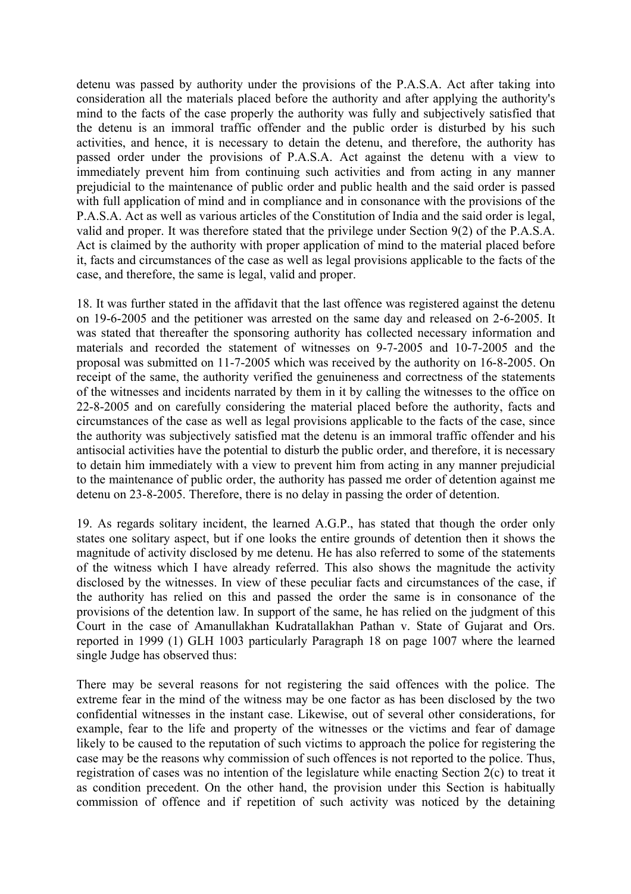detenu was passed by authority under the provisions of the P.A.S.A. Act after taking into consideration all the materials placed before the authority and after applying the authority's mind to the facts of the case properly the authority was fully and subjectively satisfied that the detenu is an immoral traffic offender and the public order is disturbed by his such activities, and hence, it is necessary to detain the detenu, and therefore, the authority has passed order under the provisions of P.A.S.A. Act against the detenu with a view to immediately prevent him from continuing such activities and from acting in any manner prejudicial to the maintenance of public order and public health and the said order is passed with full application of mind and in compliance and in consonance with the provisions of the P.A.S.A. Act as well as various articles of the Constitution of India and the said order is legal, valid and proper. It was therefore stated that the privilege under Section 9(2) of the P.A.S.A. Act is claimed by the authority with proper application of mind to the material placed before it, facts and circumstances of the case as well as legal provisions applicable to the facts of the case, and therefore, the same is legal, valid and proper.

18. It was further stated in the affidavit that the last offence was registered against the detenu on 19-6-2005 and the petitioner was arrested on the same day and released on 2-6-2005. It was stated that thereafter the sponsoring authority has collected necessary information and materials and recorded the statement of witnesses on 9-7-2005 and 10-7-2005 and the proposal was submitted on 11-7-2005 which was received by the authority on 16-8-2005. On receipt of the same, the authority verified the genuineness and correctness of the statements of the witnesses and incidents narrated by them in it by calling the witnesses to the office on 22-8-2005 and on carefully considering the material placed before the authority, facts and circumstances of the case as well as legal provisions applicable to the facts of the case, since the authority was subjectively satisfied mat the detenu is an immoral traffic offender and his antisocial activities have the potential to disturb the public order, and therefore, it is necessary to detain him immediately with a view to prevent him from acting in any manner prejudicial to the maintenance of public order, the authority has passed me order of detention against me detenu on 23-8-2005. Therefore, there is no delay in passing the order of detention.

19. As regards solitary incident, the learned A.G.P., has stated that though the order only states one solitary aspect, but if one looks the entire grounds of detention then it shows the magnitude of activity disclosed by me detenu. He has also referred to some of the statements of the witness which I have already referred. This also shows the magnitude the activity disclosed by the witnesses. In view of these peculiar facts and circumstances of the case, if the authority has relied on this and passed the order the same is in consonance of the provisions of the detention law. In support of the same, he has relied on the judgment of this Court in the case of Amanullakhan Kudratallakhan Pathan v. State of Gujarat and Ors. reported in 1999 (1) GLH 1003 particularly Paragraph 18 on page 1007 where the learned single Judge has observed thus:

There may be several reasons for not registering the said offences with the police. The extreme fear in the mind of the witness may be one factor as has been disclosed by the two confidential witnesses in the instant case. Likewise, out of several other considerations, for example, fear to the life and property of the witnesses or the victims and fear of damage likely to be caused to the reputation of such victims to approach the police for registering the case may be the reasons why commission of such offences is not reported to the police. Thus, registration of cases was no intention of the legislature while enacting Section 2(c) to treat it as condition precedent. On the other hand, the provision under this Section is habitually commission of offence and if repetition of such activity was noticed by the detaining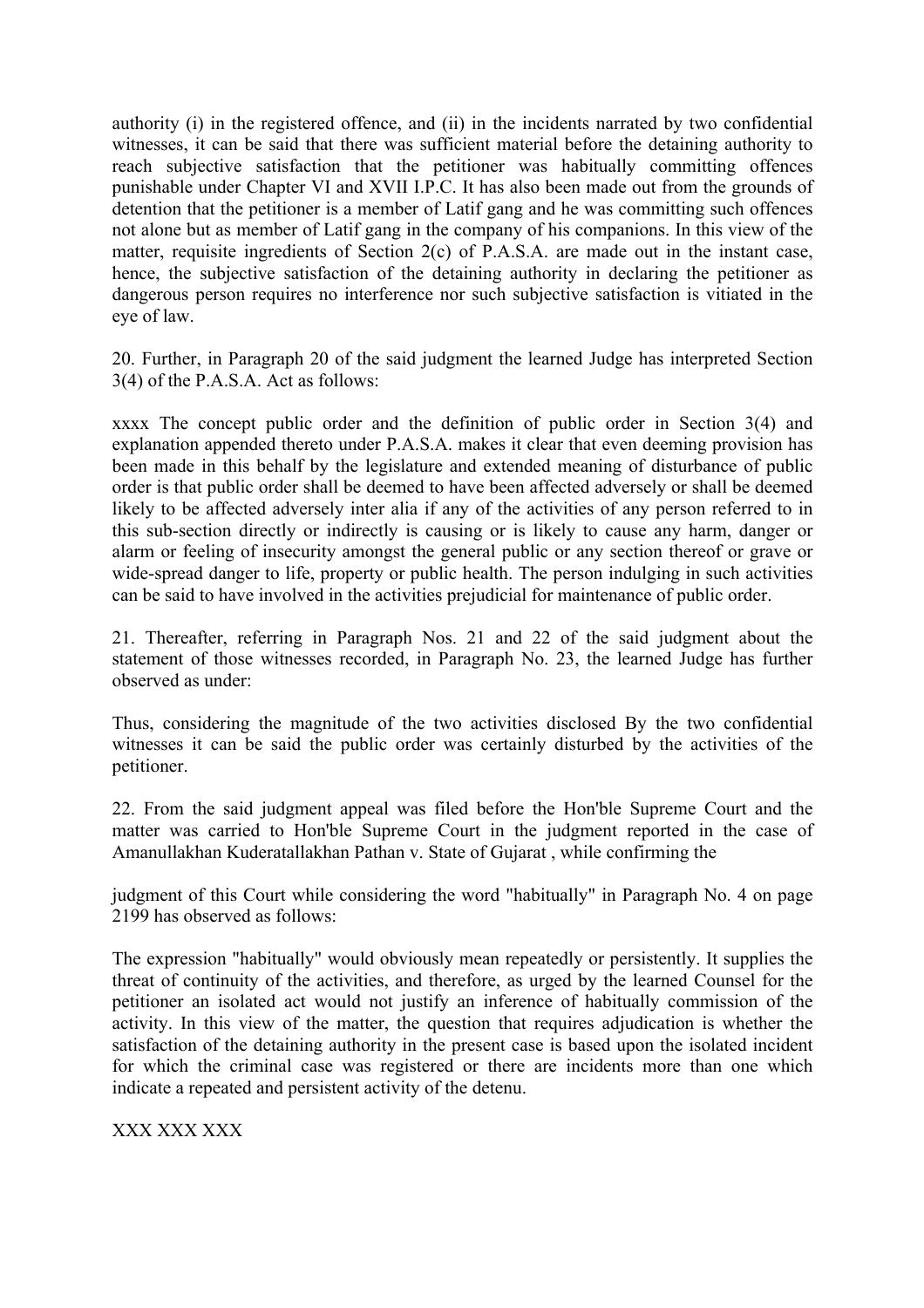authority (i) in the registered offence, and (ii) in the incidents narrated by two confidential witnesses, it can be said that there was sufficient material before the detaining authority to reach subjective satisfaction that the petitioner was habitually committing offences punishable under Chapter VI and XVII I.P.C. It has also been made out from the grounds of detention that the petitioner is a member of Latif gang and he was committing such offences not alone but as member of Latif gang in the company of his companions. In this view of the matter, requisite ingredients of Section 2(c) of P.A.S.A. are made out in the instant case, hence, the subjective satisfaction of the detaining authority in declaring the petitioner as dangerous person requires no interference nor such subjective satisfaction is vitiated in the eye of law.

20. Further, in Paragraph 20 of the said judgment the learned Judge has interpreted Section 3(4) of the P.A.S.A. Act as follows:

xxxx The concept public order and the definition of public order in Section 3(4) and explanation appended thereto under P.A.S.A. makes it clear that even deeming provision has been made in this behalf by the legislature and extended meaning of disturbance of public order is that public order shall be deemed to have been affected adversely or shall be deemed likely to be affected adversely inter alia if any of the activities of any person referred to in this sub-section directly or indirectly is causing or is likely to cause any harm, danger or alarm or feeling of insecurity amongst the general public or any section thereof or grave or wide-spread danger to life, property or public health. The person indulging in such activities can be said to have involved in the activities prejudicial for maintenance of public order.

21. Thereafter, referring in Paragraph Nos. 21 and 22 of the said judgment about the statement of those witnesses recorded, in Paragraph No. 23, the learned Judge has further observed as under:

Thus, considering the magnitude of the two activities disclosed By the two confidential witnesses it can be said the public order was certainly disturbed by the activities of the petitioner.

22. From the said judgment appeal was filed before the Hon'ble Supreme Court and the matter was carried to Hon'ble Supreme Court in the judgment reported in the case of Amanullakhan Kuderatallakhan Pathan v. State of Gujarat , while confirming the

judgment of this Court while considering the word "habitually" in Paragraph No. 4 on page 2199 has observed as follows:

The expression "habitually" would obviously mean repeatedly or persistently. It supplies the threat of continuity of the activities, and therefore, as urged by the learned Counsel for the petitioner an isolated act would not justify an inference of habitually commission of the activity. In this view of the matter, the question that requires adjudication is whether the satisfaction of the detaining authority in the present case is based upon the isolated incident for which the criminal case was registered or there are incidents more than one which indicate a repeated and persistent activity of the detenu.

XXX XXX XXX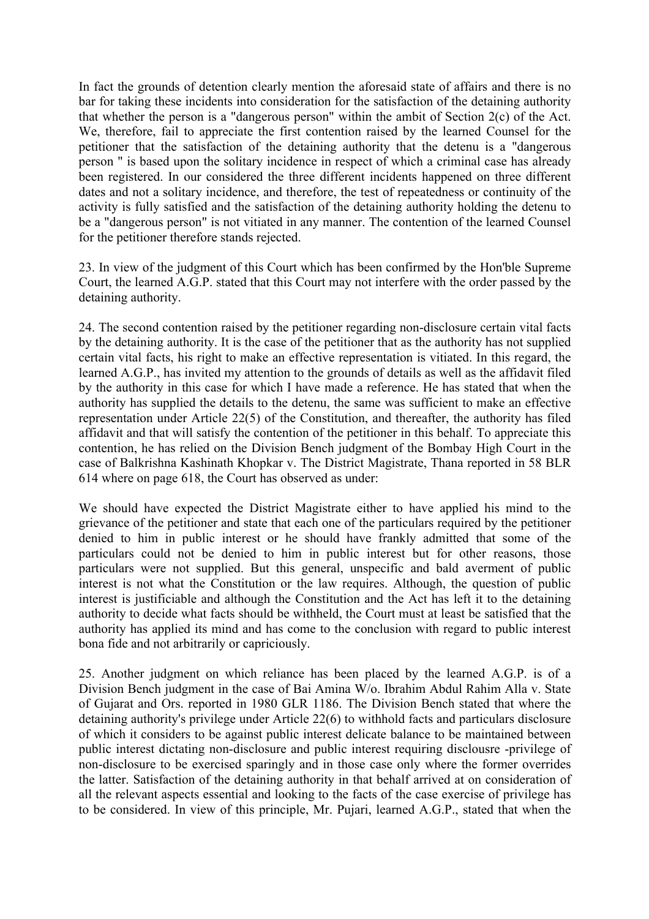In fact the grounds of detention clearly mention the aforesaid state of affairs and there is no bar for taking these incidents into consideration for the satisfaction of the detaining authority that whether the person is a "dangerous person" within the ambit of Section 2(c) of the Act. We, therefore, fail to appreciate the first contention raised by the learned Counsel for the petitioner that the satisfaction of the detaining authority that the detenu is a "dangerous person " is based upon the solitary incidence in respect of which a criminal case has already been registered. In our considered the three different incidents happened on three different dates and not a solitary incidence, and therefore, the test of repeatedness or continuity of the activity is fully satisfied and the satisfaction of the detaining authority holding the detenu to be a "dangerous person" is not vitiated in any manner. The contention of the learned Counsel for the petitioner therefore stands rejected.

23. In view of the judgment of this Court which has been confirmed by the Hon'ble Supreme Court, the learned A.G.P. stated that this Court may not interfere with the order passed by the detaining authority.

24. The second contention raised by the petitioner regarding non-disclosure certain vital facts by the detaining authority. It is the case of the petitioner that as the authority has not supplied certain vital facts, his right to make an effective representation is vitiated. In this regard, the learned A.G.P., has invited my attention to the grounds of details as well as the affidavit filed by the authority in this case for which I have made a reference. He has stated that when the authority has supplied the details to the detenu, the same was sufficient to make an effective representation under Article 22(5) of the Constitution, and thereafter, the authority has filed affidavit and that will satisfy the contention of the petitioner in this behalf. To appreciate this contention, he has relied on the Division Bench judgment of the Bombay High Court in the case of Balkrishna Kashinath Khopkar v. The District Magistrate, Thana reported in 58 BLR 614 where on page 618, the Court has observed as under:

We should have expected the District Magistrate either to have applied his mind to the grievance of the petitioner and state that each one of the particulars required by the petitioner denied to him in public interest or he should have frankly admitted that some of the particulars could not be denied to him in public interest but for other reasons, those particulars were not supplied. But this general, unspecific and bald averment of public interest is not what the Constitution or the law requires. Although, the question of public interest is justificiable and although the Constitution and the Act has left it to the detaining authority to decide what facts should be withheld, the Court must at least be satisfied that the authority has applied its mind and has come to the conclusion with regard to public interest bona fide and not arbitrarily or capriciously.

25. Another judgment on which reliance has been placed by the learned A.G.P. is of a Division Bench judgment in the case of Bai Amina W/o. Ibrahim Abdul Rahim Alla v. State of Gujarat and Ors. reported in 1980 GLR 1186. The Division Bench stated that where the detaining authority's privilege under Article 22(6) to withhold facts and particulars disclosure of which it considers to be against public interest delicate balance to be maintained between public interest dictating non-disclosure and public interest requiring disclousre -privilege of non-disclosure to be exercised sparingly and in those case only where the former overrides the latter. Satisfaction of the detaining authority in that behalf arrived at on consideration of all the relevant aspects essential and looking to the facts of the case exercise of privilege has to be considered. In view of this principle, Mr. Pujari, learned A.G.P., stated that when the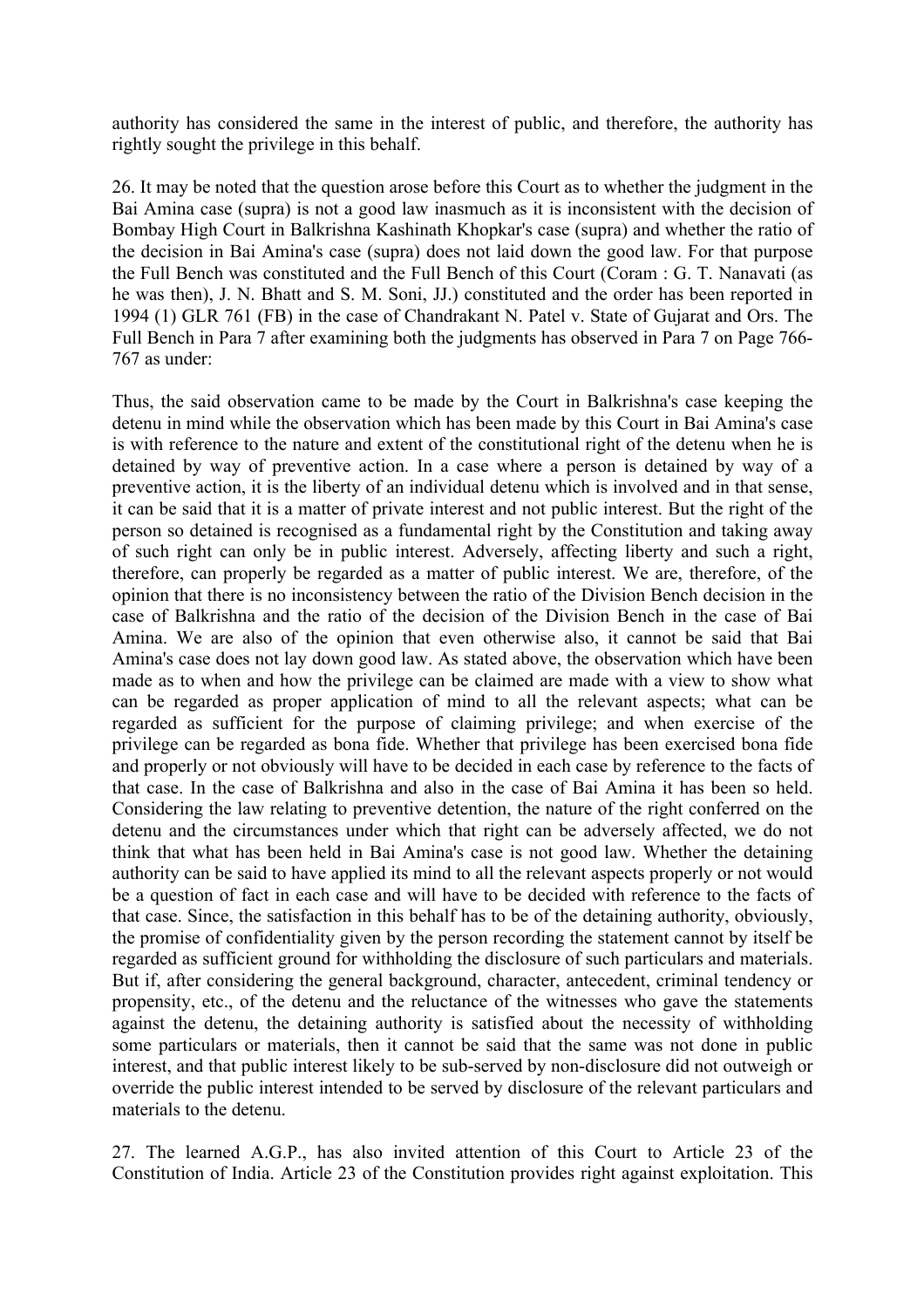authority has considered the same in the interest of public, and therefore, the authority has rightly sought the privilege in this behalf.

26. It may be noted that the question arose before this Court as to whether the judgment in the Bai Amina case (supra) is not a good law inasmuch as it is inconsistent with the decision of Bombay High Court in Balkrishna Kashinath Khopkar's case (supra) and whether the ratio of the decision in Bai Amina's case (supra) does not laid down the good law. For that purpose the Full Bench was constituted and the Full Bench of this Court (Coram : G. T. Nanavati (as he was then), J. N. Bhatt and S. M. Soni, JJ.) constituted and the order has been reported in 1994 (1) GLR 761 (FB) in the case of Chandrakant N. Patel v. State of Gujarat and Ors. The Full Bench in Para 7 after examining both the judgments has observed in Para 7 on Page 766-767 as under:

Thus, the said observation came to be made by the Court in Balkrishna's case keeping the detenu in mind while the observation which has been made by this Court in Bai Amina's case is with reference to the nature and extent of the constitutional right of the detenu when he is detained by way of preventive action. In a case where a person is detained by way of a preventive action, it is the liberty of an individual detenu which is involved and in that sense, it can be said that it is a matter of private interest and not public interest. But the right of the person so detained is recognised as a fundamental right by the Constitution and taking away of such right can only be in public interest. Adversely, affecting liberty and such a right, therefore, can properly be regarded as a matter of public interest. We are, therefore, of the opinion that there is no inconsistency between the ratio of the Division Bench decision in the case of Balkrishna and the ratio of the decision of the Division Bench in the case of Bai Amina. We are also of the opinion that even otherwise also, it cannot be said that Bai Amina's case does not lay down good law. As stated above, the observation which have been made as to when and how the privilege can be claimed are made with a view to show what can be regarded as proper application of mind to all the relevant aspects; what can be regarded as sufficient for the purpose of claiming privilege; and when exercise of the privilege can be regarded as bona fide. Whether that privilege has been exercised bona fide and properly or not obviously will have to be decided in each case by reference to the facts of that case. In the case of Balkrishna and also in the case of Bai Amina it has been so held. Considering the law relating to preventive detention, the nature of the right conferred on the detenu and the circumstances under which that right can be adversely affected, we do not think that what has been held in Bai Amina's case is not good law. Whether the detaining authority can be said to have applied its mind to all the relevant aspects properly or not would be a question of fact in each case and will have to be decided with reference to the facts of that case. Since, the satisfaction in this behalf has to be of the detaining authority, obviously, the promise of confidentiality given by the person recording the statement cannot by itself be regarded as sufficient ground for withholding the disclosure of such particulars and materials. But if, after considering the general background, character, antecedent, criminal tendency or propensity, etc., of the detenu and the reluctance of the witnesses who gave the statements against the detenu, the detaining authority is satisfied about the necessity of withholding some particulars or materials, then it cannot be said that the same was not done in public interest, and that public interest likely to be sub-served by non-disclosure did not outweigh or override the public interest intended to be served by disclosure of the relevant particulars and materials to the detenu.

27. The learned A.G.P., has also invited attention of this Court to Article 23 of the Constitution of India. Article 23 of the Constitution provides right against exploitation. This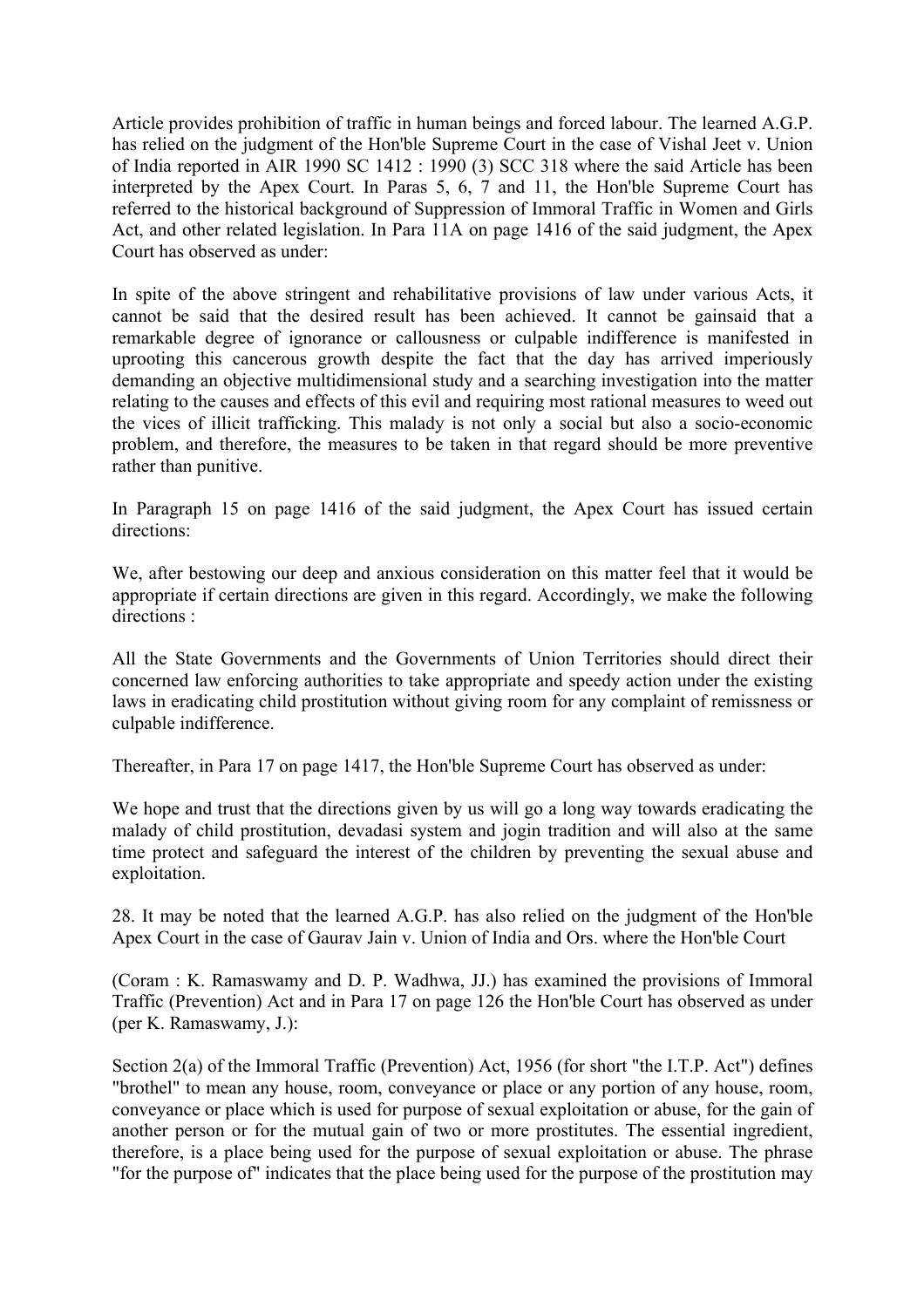Article provides prohibition of traffic in human beings and forced labour. The learned A.G.P. has relied on the judgment of the Hon'ble Supreme Court in the case of Vishal Jeet v. Union of India reported in AIR 1990 SC 1412 : 1990 (3) SCC 318 where the said Article has been interpreted by the Apex Court. In Paras 5, 6, 7 and 11, the Hon'ble Supreme Court has referred to the historical background of Suppression of Immoral Traffic in Women and Girls Act, and other related legislation. In Para 11A on page 1416 of the said judgment, the Apex Court has observed as under:

In spite of the above stringent and rehabilitative provisions of law under various Acts, it cannot be said that the desired result has been achieved. It cannot be gainsaid that a remarkable degree of ignorance or callousness or culpable indifference is manifested in uprooting this cancerous growth despite the fact that the day has arrived imperiously demanding an objective multidimensional study and a searching investigation into the matter relating to the causes and effects of this evil and requiring most rational measures to weed out the vices of illicit trafficking. This malady is not only a social but also a socio-economic problem, and therefore, the measures to be taken in that regard should be more preventive rather than punitive.

In Paragraph 15 on page 1416 of the said judgment, the Apex Court has issued certain directions:

We, after bestowing our deep and anxious consideration on this matter feel that it would be appropriate if certain directions are given in this regard. Accordingly, we make the following directions :

All the State Governments and the Governments of Union Territories should direct their concerned law enforcing authorities to take appropriate and speedy action under the existing laws in eradicating child prostitution without giving room for any complaint of remissness or culpable indifference.

Thereafter, in Para 17 on page 1417, the Hon'ble Supreme Court has observed as under:

We hope and trust that the directions given by us will go a long way towards eradicating the malady of child prostitution, devadasi system and jogin tradition and will also at the same time protect and safeguard the interest of the children by preventing the sexual abuse and exploitation.

28. It may be noted that the learned A.G.P. has also relied on the judgment of the Hon'ble Apex Court in the case of Gaurav Jain v. Union of India and Ors. where the Hon'ble Court

(Coram : K. Ramaswamy and D. P. Wadhwa, JJ.) has examined the provisions of Immoral Traffic (Prevention) Act and in Para 17 on page 126 the Hon'ble Court has observed as under (per K. Ramaswamy, J.):

Section 2(a) of the Immoral Traffic (Prevention) Act, 1956 (for short "the I.T.P. Act") defines "brothel" to mean any house, room, conveyance or place or any portion of any house, room, conveyance or place which is used for purpose of sexual exploitation or abuse, for the gain of another person or for the mutual gain of two or more prostitutes. The essential ingredient, therefore, is a place being used for the purpose of sexual exploitation or abuse. The phrase "for the purpose of" indicates that the place being used for the purpose of the prostitution may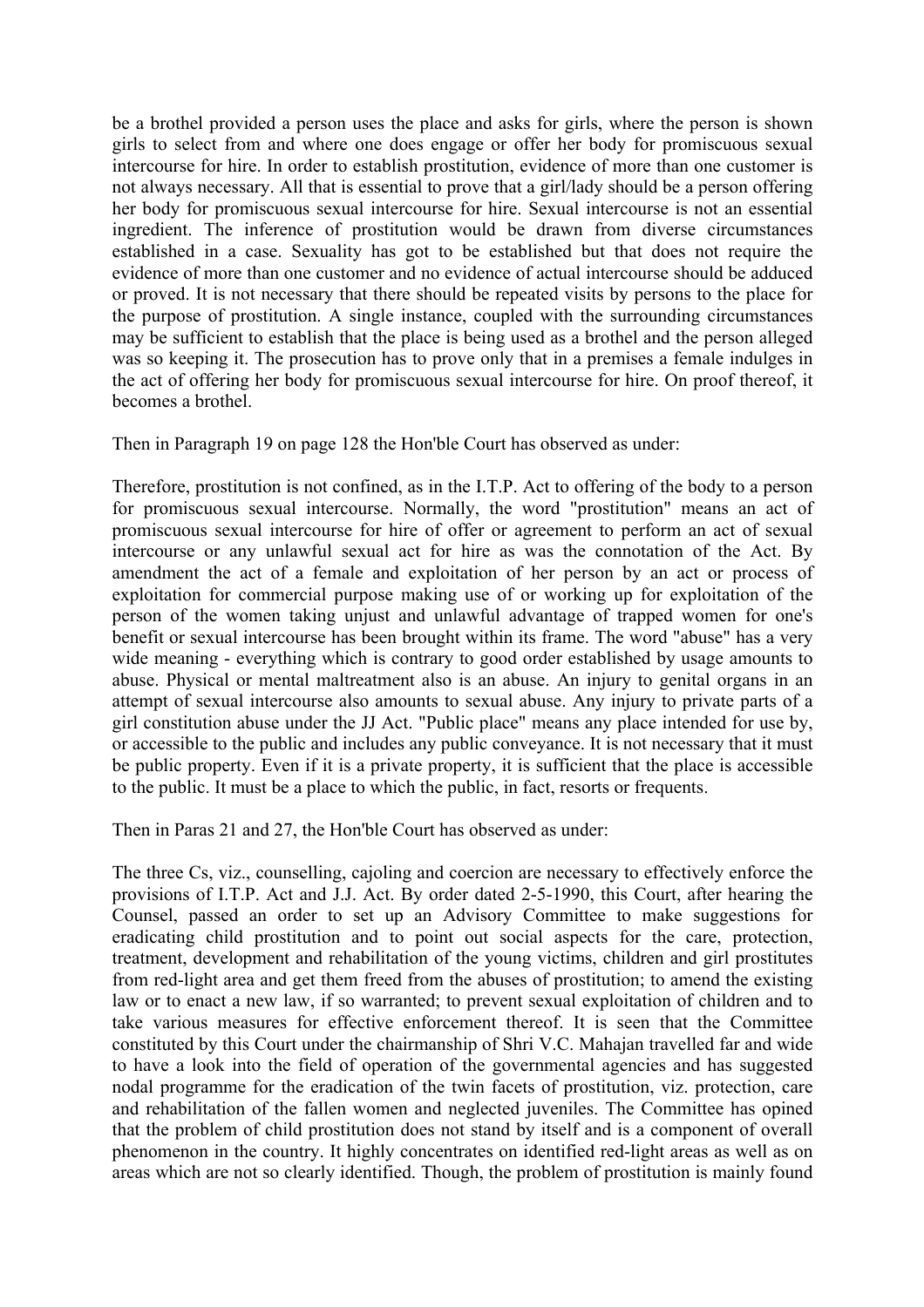be a brothel provided a person uses the place and asks for girls, where the person is shown girls to select from and where one does engage or offer her body for promiscuous sexual intercourse for hire. In order to establish prostitution, evidence of more than one customer is not always necessary. All that is essential to prove that a girl/lady should be a person offering her body for promiscuous sexual intercourse for hire. Sexual intercourse is not an essential ingredient. The inference of prostitution would be drawn from diverse circumstances established in a case. Sexuality has got to be established but that does not require the evidence of more than one customer and no evidence of actual intercourse should be adduced or proved. It is not necessary that there should be repeated visits by persons to the place for the purpose of prostitution. A single instance, coupled with the surrounding circumstances may be sufficient to establish that the place is being used as a brothel and the person alleged was so keeping it. The prosecution has to prove only that in a premises a female indulges in the act of offering her body for promiscuous sexual intercourse for hire. On proof thereof, it becomes a brothel.

Then in Paragraph 19 on page 128 the Hon'ble Court has observed as under:

Therefore, prostitution is not confined, as in the I.T.P. Act to offering of the body to a person for promiscuous sexual intercourse. Normally, the word "prostitution" means an act of promiscuous sexual intercourse for hire of offer or agreement to perform an act of sexual intercourse or any unlawful sexual act for hire as was the connotation of the Act. By amendment the act of a female and exploitation of her person by an act or process of exploitation for commercial purpose making use of or working up for exploitation of the person of the women taking unjust and unlawful advantage of trapped women for one's benefit or sexual intercourse has been brought within its frame. The word "abuse" has a very wide meaning - everything which is contrary to good order established by usage amounts to abuse. Physical or mental maltreatment also is an abuse. An injury to genital organs in an attempt of sexual intercourse also amounts to sexual abuse. Any injury to private parts of a girl constitution abuse under the JJ Act. "Public place" means any place intended for use by, or accessible to the public and includes any public conveyance. It is not necessary that it must be public property. Even if it is a private property, it is sufficient that the place is accessible to the public. It must be a place to which the public, in fact, resorts or frequents.

Then in Paras 21 and 27, the Hon'ble Court has observed as under:

The three Cs, viz., counselling, cajoling and coercion are necessary to effectively enforce the provisions of I.T.P. Act and J.J. Act. By order dated 2-5-1990, this Court, after hearing the Counsel, passed an order to set up an Advisory Committee to make suggestions for eradicating child prostitution and to point out social aspects for the care, protection, treatment, development and rehabilitation of the young victims, children and girl prostitutes from red-light area and get them freed from the abuses of prostitution; to amend the existing law or to enact a new law, if so warranted; to prevent sexual exploitation of children and to take various measures for effective enforcement thereof. It is seen that the Committee constituted by this Court under the chairmanship of Shri V.C. Mahajan travelled far and wide to have a look into the field of operation of the governmental agencies and has suggested nodal programme for the eradication of the twin facets of prostitution, viz. protection, care and rehabilitation of the fallen women and neglected juveniles. The Committee has opined that the problem of child prostitution does not stand by itself and is a component of overall phenomenon in the country. It highly concentrates on identified red-light areas as well as on areas which are not so clearly identified. Though, the problem of prostitution is mainly found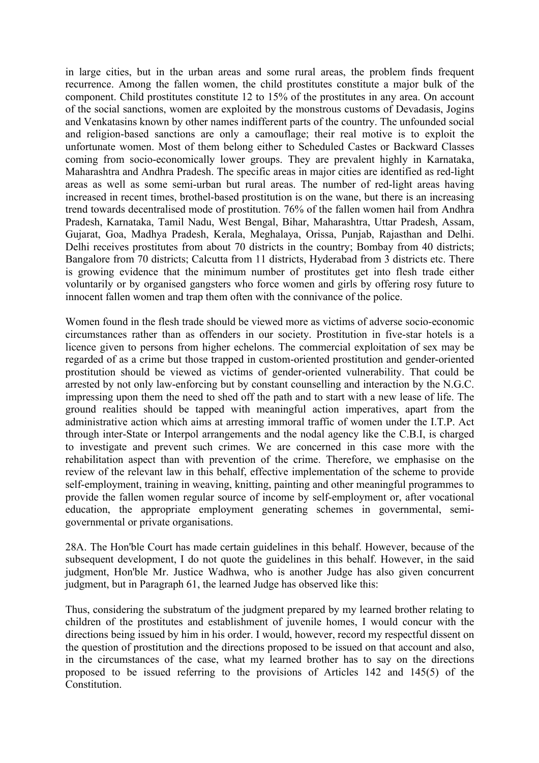in large cities, but in the urban areas and some rural areas, the problem finds frequent recurrence. Among the fallen women, the child prostitutes constitute a major bulk of the component. Child prostitutes constitute 12 to 15% of the prostitutes in any area. On account of the social sanctions, women are exploited by the monstrous customs of Devadasis, Jogins and Venkatasins known by other names indifferent parts of the country. The unfounded social and religion-based sanctions are only a camouflage; their real motive is to exploit the unfortunate women. Most of them belong either to Scheduled Castes or Backward Classes coming from socio-economically lower groups. They are prevalent highly in Karnataka, Maharashtra and Andhra Pradesh. The specific areas in major cities are identified as red-light areas as well as some semi-urban but rural areas. The number of red-light areas having increased in recent times, brothel-based prostitution is on the wane, but there is an increasing trend towards decentralised mode of prostitution. 76% of the fallen women hail from Andhra Pradesh, Karnataka, Tamil Nadu, West Bengal, Bihar, Maharashtra, Uttar Pradesh, Assam, Gujarat, Goa, Madhya Pradesh, Kerala, Meghalaya, Orissa, Punjab, Rajasthan and Delhi. Delhi receives prostitutes from about 70 districts in the country; Bombay from 40 districts; Bangalore from 70 districts; Calcutta from 11 districts, Hyderabad from 3 districts etc. There is growing evidence that the minimum number of prostitutes get into flesh trade either voluntarily or by organised gangsters who force women and girls by offering rosy future to innocent fallen women and trap them often with the connivance of the police.

Women found in the flesh trade should be viewed more as victims of adverse socio-economic circumstances rather than as offenders in our society. Prostitution in five-star hotels is a licence given to persons from higher echelons. The commercial exploitation of sex may be regarded of as a crime but those trapped in custom-oriented prostitution and gender-oriented prostitution should be viewed as victims of gender-oriented vulnerability. That could be arrested by not only law-enforcing but by constant counselling and interaction by the N.G.C. impressing upon them the need to shed off the path and to start with a new lease of life. The ground realities should be tapped with meaningful action imperatives, apart from the administrative action which aims at arresting immoral traffic of women under the I.T.P. Act through inter-State or Interpol arrangements and the nodal agency like the C.B.I, is charged to investigate and prevent such crimes. We are concerned in this case more with the rehabilitation aspect than with prevention of the crime. Therefore, we emphasise on the review of the relevant law in this behalf, effective implementation of the scheme to provide self-employment, training in weaving, knitting, painting and other meaningful programmes to provide the fallen women regular source of income by self-employment or, after vocational education, the appropriate employment generating schemes in governmental, semi-governmental or private organisations.

28A. The Hon'ble Court has made certain guidelines in this behalf. However, because of the subsequent development, I do not quote the guidelines in this behalf. However, in the said judgment, Hon'ble Mr. Justice Wadhwa, who is another Judge has also given concurrent judgment, but in Paragraph 61, the learned Judge has observed like this:

Thus, considering the substratum of the judgment prepared by my learned brother relating to children of the prostitutes and establishment of juvenile homes, I would concur with the directions being issued by him in his order. I would, however, record my respectful dissent on the question of prostitution and the directions proposed to be issued on that account and also, in the circumstances of the case, what my learned brother has to say on the directions proposed to be issued referring to the provisions of Articles 142 and 145(5) of the Constitution.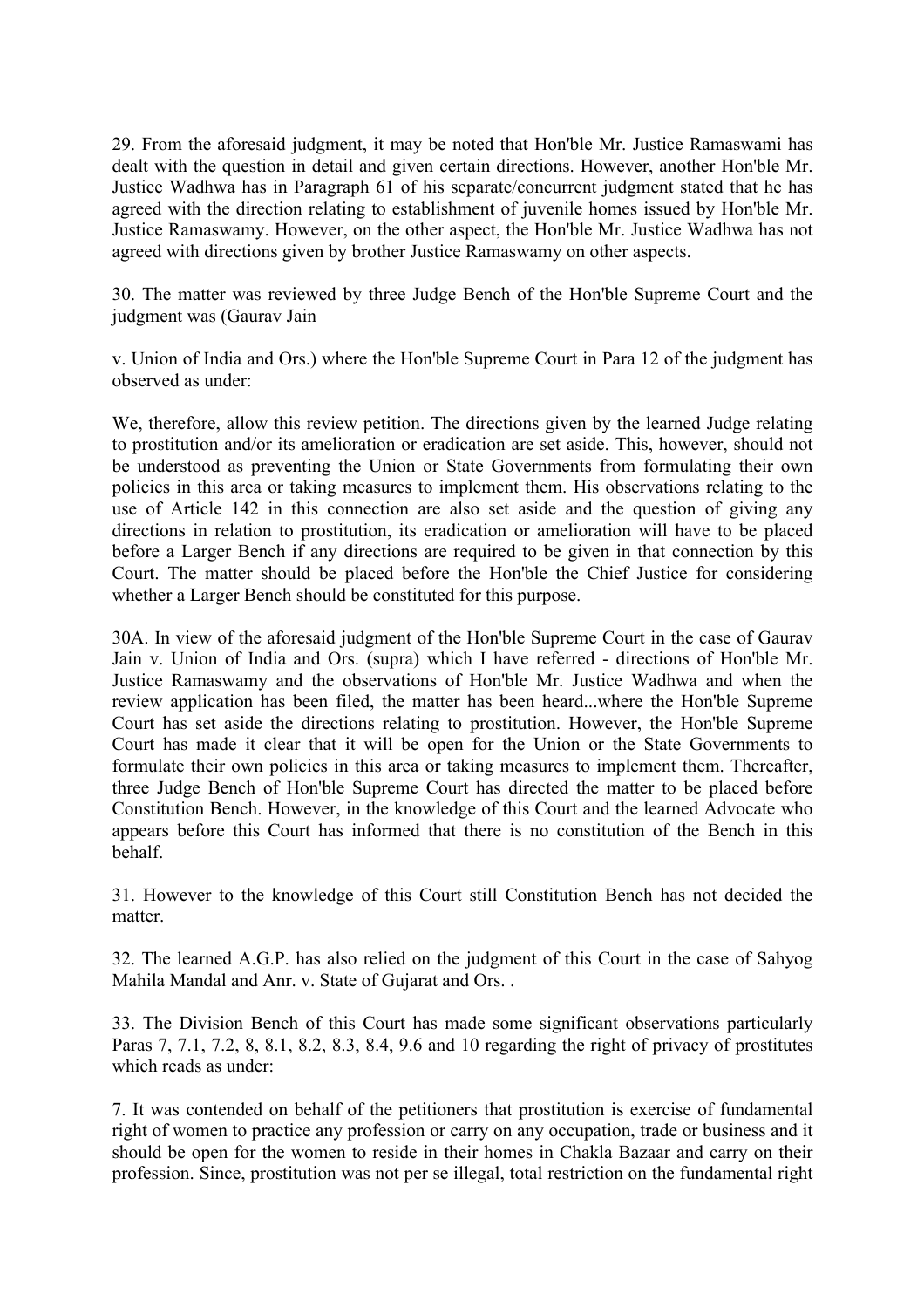29. From the aforesaid judgment, it may be noted that Hon'ble Mr. Justice Ramaswami has dealt with the question in detail and given certain directions. However, another Hon'ble Mr. Justice Wadhwa has in Paragraph 61 of his separate/concurrent judgment stated that he has agreed with the direction relating to establishment of juvenile homes issued by Hon'ble Mr. Justice Ramaswamy. However, on the other aspect, the Hon'ble Mr. Justice Wadhwa has not agreed with directions given by brother Justice Ramaswamy on other aspects.

30. The matter was reviewed by three Judge Bench of the Hon'ble Supreme Court and the judgment was (Gaurav Jain

v. Union of India and Ors.) where the Hon'ble Supreme Court in Para 12 of the judgment has observed as under:

We, therefore, allow this review petition. The directions given by the learned Judge relating to prostitution and/or its amelioration or eradication are set aside. This, however, should not be understood as preventing the Union or State Governments from formulating their own policies in this area or taking measures to implement them. His observations relating to the use of Article 142 in this connection are also set aside and the question of giving any directions in relation to prostitution, its eradication or amelioration will have to be placed before a Larger Bench if any directions are required to be given in that connection by this Court. The matter should be placed before the Hon'ble the Chief Justice for considering whether a Larger Bench should be constituted for this purpose.

30A. In view of the aforesaid judgment of the Hon'ble Supreme Court in the case of Gaurav Jain v. Union of India and Ors. (supra) which I have referred - directions of Hon'ble Mr. Justice Ramaswamy and the observations of Hon'ble Mr. Justice Wadhwa and when the review application has been filed, the matter has been heard...where the Hon'ble Supreme Court has set aside the directions relating to prostitution. However, the Hon'ble Supreme Court has made it clear that it will be open for the Union or the State Governments to formulate their own policies in this area or taking measures to implement them. Thereafter, three Judge Bench of Hon'ble Supreme Court has directed the matter to be placed before Constitution Bench. However, in the knowledge of this Court and the learned Advocate who appears before this Court has informed that there is no constitution of the Bench in this behalf.

31. However to the knowledge of this Court still Constitution Bench has not decided the matter.

32. The learned A.G.P. has also relied on the judgment of this Court in the case of Sahyog Mahila Mandal and Anr. v. State of Gujarat and Ors. .

33. The Division Bench of this Court has made some significant observations particularly Paras 7, 7.1, 7.2, 8, 8.1, 8.2, 8.3, 8.4, 9.6 and 10 regarding the right of privacy of prostitutes which reads as under:

7. It was contended on behalf of the petitioners that prostitution is exercise of fundamental right of women to practice any profession or carry on any occupation, trade or business and it should be open for the women to reside in their homes in Chakla Bazaar and carry on their profession. Since, prostitution was not per se illegal, total restriction on the fundamental right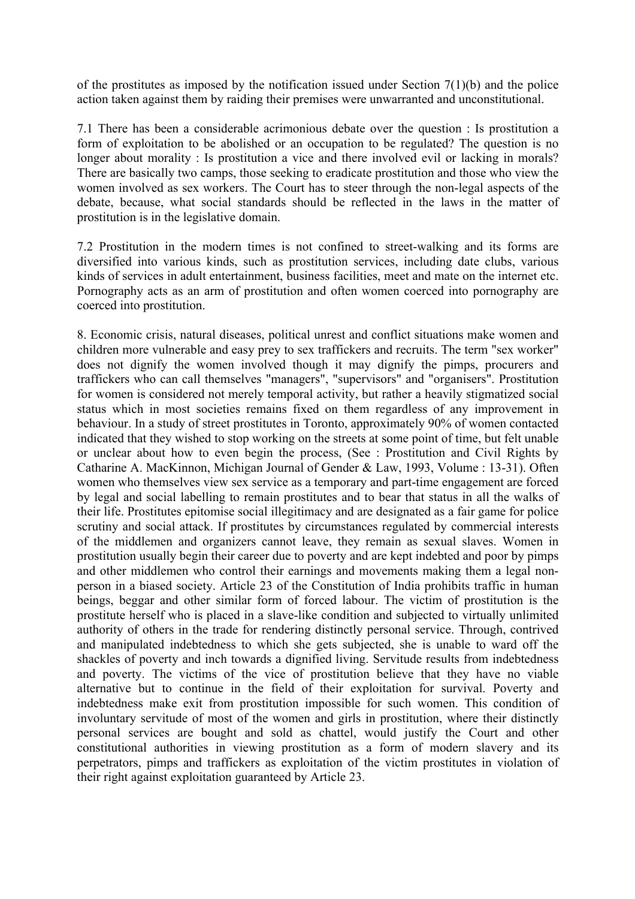of the prostitutes as imposed by the notification issued under Section 7(1)(b) and the police action taken against them by raiding their premises were unwarranted and unconstitutional.

7.1 There has been a considerable acrimonious debate over the question : Is prostitution a form of exploitation to be abolished or an occupation to be regulated? The question is no longer about morality : Is prostitution a vice and there involved evil or lacking in morals? There are basically two camps, those seeking to eradicate prostitution and those who view the women involved as sex workers. The Court has to steer through the non-legal aspects of the debate, because, what social standards should be reflected in the laws in the matter of prostitution is in the legislative domain.

7.2 Prostitution in the modern times is not confined to street-walking and its forms are diversified into various kinds, such as prostitution services, including date clubs, various kinds of services in adult entertainment, business facilities, meet and mate on the internet etc. Pornography acts as an arm of prostitution and often women coerced into pornography are coerced into prostitution.

8. Economic crisis, natural diseases, political unrest and conflict situations make women and children more vulnerable and easy prey to sex traffickers and recruits. The term "sex worker" does not dignify the women involved though it may dignify the pimps, procurers and traffickers who can call themselves "managers", "supervisors" and "organisers". Prostitution for women is considered not merely temporal activity, but rather a heavily stigmatized social status which in most societies remains fixed on them regardless of any improvement in behaviour. In a study of street prostitutes in Toronto, approximately 90% of women contacted indicated that they wished to stop working on the streets at some point of time, but felt unable or unclear about how to even begin the process, (See : Prostitution and Civil Rights by Catharine A. MacKinnon, Michigan Journal of Gender & Law, 1993, Volume : 13-31). Often women who themselves view sex service as a temporary and part-time engagement are forced by legal and social labelling to remain prostitutes and to bear that status in all the walks of their life. Prostitutes epitomise social illegitimacy and are designated as a fair game for police scrutiny and social attack. If prostitutes by circumstances regulated by commercial interests of the middlemen and organizers cannot leave, they remain as sexual slaves. Women in prostitution usually begin their career due to poverty and are kept indebted and poor by pimps and other middlemen who control their earnings and movements making them a legal non-person in a biased society. Article 23 of the Constitution of India prohibits traffic in human beings, beggar and other similar form of forced labour. The victim of prostitution is the prostitute herself who is placed in a slave-like condition and subjected to virtually unlimited authority of others in the trade for rendering distinctly personal service. Through, contrived and manipulated indebtedness to which she gets subjected, she is unable to ward off the shackles of poverty and inch towards a dignified living. Servitude results from indebtedness and poverty. The victims of the vice of prostitution believe that they have no viable alternative but to continue in the field of their exploitation for survival. Poverty and indebtedness make exit from prostitution impossible for such women. This condition of involuntary servitude of most of the women and girls in prostitution, where their distinctly personal services are bought and sold as chattel, would justify the Court and other constitutional authorities in viewing prostitution as a form of modern slavery and its perpetrators, pimps and traffickers as exploitation of the victim prostitutes in violation of their right against exploitation guaranteed by Article 23.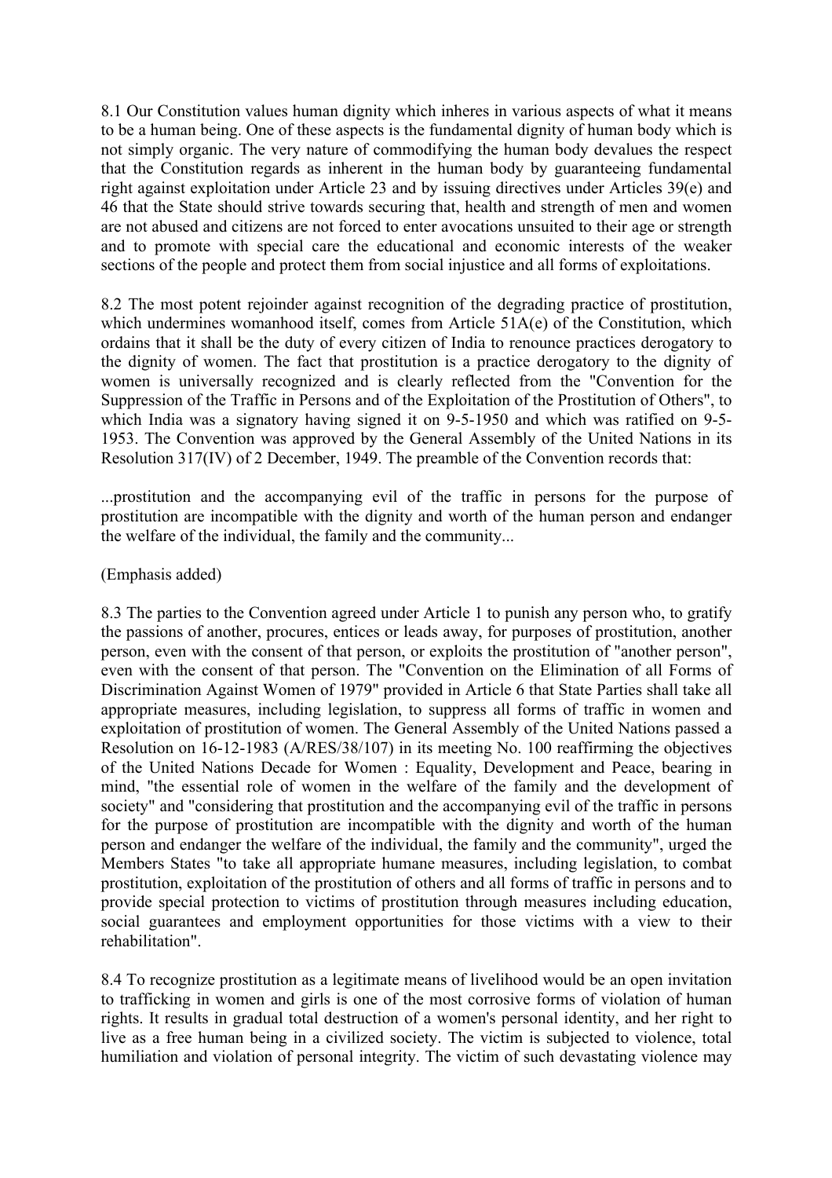8.1 Our Constitution values human dignity which inheres in various aspects of what it means to be a human being. One of these aspects is the fundamental dignity of human body which is not simply organic. The very nature of commodifying the human body devalues the respect that the Constitution regards as inherent in the human body by guaranteeing fundamental right against exploitation under Article 23 and by issuing directives under Articles 39(e) and 46 that the State should strive towards securing that, health and strength of men and women are not abused and citizens are not forced to enter avocations unsuited to their age or strength and to promote with special care the educational and economic interests of the weaker sections of the people and protect them from social injustice and all forms of exploitations.

8.2 The most potent rejoinder against recognition of the degrading practice of prostitution, which undermines womanhood itself, comes from Article 51A(e) of the Constitution, which ordains that it shall be the duty of every citizen of India to renounce practices derogatory to the dignity of women. The fact that prostitution is a practice derogatory to the dignity of women is universally recognized and is clearly reflected from the "Convention for the Suppression of the Traffic in Persons and of the Exploitation of the Prostitution of Others", to which India was a signatory having signed it on 9-5-1950 and which was ratified on 9-5-1953. The Convention was approved by the General Assembly of the United Nations in its Resolution 317(IV) of 2 December, 1949. The preamble of the Convention records that:

...prostitution and the accompanying evil of the traffic in persons for the purpose of prostitution are incompatible with the dignity and worth of the human person and endanger the welfare of the individual, the family and the community...

(Emphasis added)

8.3 The parties to the Convention agreed under Article 1 to punish any person who, to gratify the passions of another, procures, entices or leads away, for purposes of prostitution, another person, even with the consent of that person, or exploits the prostitution of "another person", even with the consent of that person. The "Convention on the Elimination of all Forms of Discrimination Against Women of 1979" provided in Article 6 that State Parties shall take all appropriate measures, including legislation, to suppress all forms of traffic in women and exploitation of prostitution of women. The General Assembly of the United Nations passed a Resolution on 16-12-1983 (A/RES/38/107) in its meeting No. 100 reaffirming the objectives of the United Nations Decade for Women : Equality, Development and Peace, bearing in mind, "the essential role of women in the welfare of the family and the development of society" and "considering that prostitution and the accompanying evil of the traffic in persons for the purpose of prostitution are incompatible with the dignity and worth of the human person and endanger the welfare of the individual, the family and the community", urged the Members States "to take all appropriate humane measures, including legislation, to combat prostitution, exploitation of the prostitution of others and all forms of traffic in persons and to provide special protection to victims of prostitution through measures including education, social guarantees and employment opportunities for those victims with a view to their rehabilitation".

8.4 To recognize prostitution as a legitimate means of livelihood would be an open invitation to trafficking in women and girls is one of the most corrosive forms of violation of human rights. It results in gradual total destruction of a women's personal identity, and her right to live as a free human being in a civilized society. The victim is subjected to violence, total humiliation and violation of personal integrity. The victim of such devastating violence may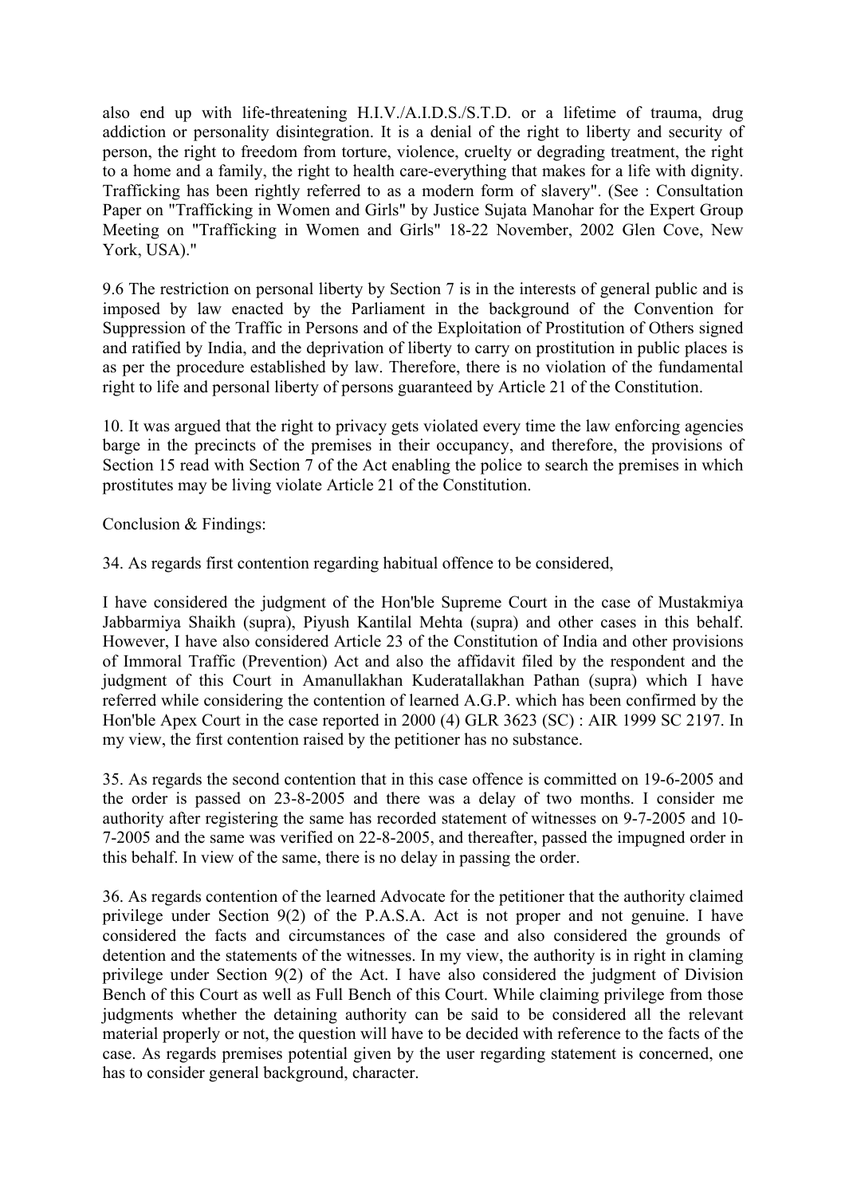also end up with life-threatening H.I.V./A.I.D.S./S.T.D. or a lifetime of trauma, drug addiction or personality disintegration. It is a denial of the right to liberty and security of person, the right to freedom from torture, violence, cruelty or degrading treatment, the right to a home and a family, the right to health care-everything that makes for a life with dignity. Trafficking has been rightly referred to as a modern form of slavery". (See : Consultation Paper on "Trafficking in Women and Girls" by Justice Sujata Manohar for the Expert Group Meeting on "Trafficking in Women and Girls" 18-22 November, 2002 Glen Cove, New York, USA)."

9.6 The restriction on personal liberty by Section 7 is in the interests of general public and is imposed by law enacted by the Parliament in the background of the Convention for Suppression of the Traffic in Persons and of the Exploitation of Prostitution of Others signed and ratified by India, and the deprivation of liberty to carry on prostitution in public places is as per the procedure established by law. Therefore, there is no violation of the fundamental right to life and personal liberty of persons guaranteed by Article 21 of the Constitution.

10. It was argued that the right to privacy gets violated every time the law enforcing agencies barge in the precincts of the premises in their occupancy, and therefore, the provisions of Section 15 read with Section 7 of the Act enabling the police to search the premises in which prostitutes may be living violate Article 21 of the Constitution.

Conclusion & Findings:

34. As regards first contention regarding habitual offence to be considered,

I have considered the judgment of the Hon'ble Supreme Court in the case of Mustakmiya Jabbarmiya Shaikh (supra), Piyush Kantilal Mehta (supra) and other cases in this behalf. However, I have also considered Article 23 of the Constitution of India and other provisions of Immoral Traffic (Prevention) Act and also the affidavit filed by the respondent and the judgment of this Court in Amanullakhan Kuderatallakhan Pathan (supra) which I have referred while considering the contention of learned A.G.P. which has been confirmed by the Hon'ble Apex Court in the case reported in 2000 (4) GLR 3623 (SC) : AIR 1999 SC 2197. In my view, the first contention raised by the petitioner has no substance.

35. As regards the second contention that in this case offence is committed on 19-6-2005 and the order is passed on 23-8-2005 and there was a delay of two months. I consider me authority after registering the same has recorded statement of witnesses on 9-7-2005 and 10-7-2005 and the same was verified on 22-8-2005, and thereafter, passed the impugned order in this behalf. In view of the same, there is no delay in passing the order.

36. As regards contention of the learned Advocate for the petitioner that the authority claimed privilege under Section 9(2) of the P.A.S.A. Act is not proper and not genuine. I have considered the facts and circumstances of the case and also considered the grounds of detention and the statements of the witnesses. In my view, the authority is in right in claming privilege under Section 9(2) of the Act. I have also considered the judgment of Division Bench of this Court as well as Full Bench of this Court. While claiming privilege from those judgments whether the detaining authority can be said to be considered all the relevant material properly or not, the question will have to be decided with reference to the facts of the case. As regards premises potential given by the user regarding statement is concerned, one has to consider general background, character.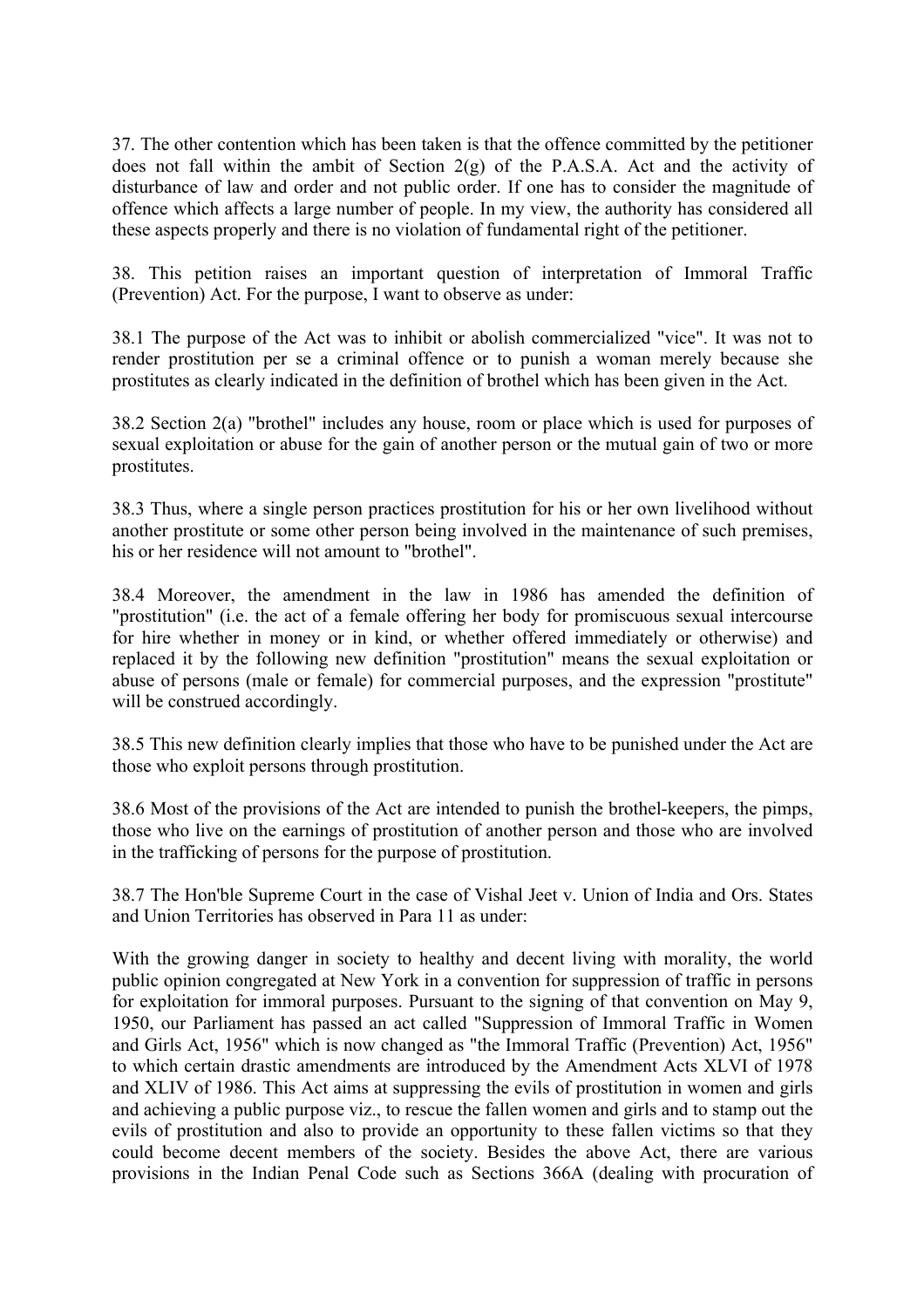37. The other contention which has been taken is that the offence committed by the petitioner does not fall within the ambit of Section 2(g) of the P.A.S.A. Act and the activity of disturbance of law and order and not public order. If one has to consider the magnitude of offence which affects a large number of people. In my view, the authority has considered all these aspects properly and there is no violation of fundamental right of the petitioner.

38. This petition raises an important question of interpretation of Immoral Traffic (Prevention) Act. For the purpose, I want to observe as under:

38.1 The purpose of the Act was to inhibit or abolish commercialized "vice". It was not to render prostitution per se a criminal offence or to punish a woman merely because she prostitutes as clearly indicated in the definition of brothel which has been given in the Act.

38.2 Section 2(a) "brothel" includes any house, room or place which is used for purposes of sexual exploitation or abuse for the gain of another person or the mutual gain of two or more prostitutes.

38.3 Thus, where a single person practices prostitution for his or her own livelihood without another prostitute or some other person being involved in the maintenance of such premises, his or her residence will not amount to "brothel".

38.4 Moreover, the amendment in the law in 1986 has amended the definition of "prostitution" (i.e. the act of a female offering her body for promiscuous sexual intercourse for hire whether in money or in kind, or whether offered immediately or otherwise) and replaced it by the following new definition "prostitution" means the sexual exploitation or abuse of persons (male or female) for commercial purposes, and the expression "prostitute" will be construed accordingly.

38.5 This new definition clearly implies that those who have to be punished under the Act are those who exploit persons through prostitution.

38.6 Most of the provisions of the Act are intended to punish the brothel-keepers, the pimps, those who live on the earnings of prostitution of another person and those who are involved in the trafficking of persons for the purpose of prostitution.

38.7 The Hon'ble Supreme Court in the case of Vishal Jeet v. Union of India and Ors. States and Union Territories has observed in Para 11 as under:

With the growing danger in society to healthy and decent living with morality, the world public opinion congregated at New York in a convention for suppression of traffic in persons for exploitation for immoral purposes. Pursuant to the signing of that convention on May 9, 1950, our Parliament has passed an act called "Suppression of Immoral Traffic in Women and Girls Act, 1956" which is now changed as "the Immoral Traffic (Prevention) Act, 1956" to which certain drastic amendments are introduced by the Amendment Acts XLVI of 1978 and XLIV of 1986. This Act aims at suppressing the evils of prostitution in women and girls and achieving a public purpose viz., to rescue the fallen women and girls and to stamp out the evils of prostitution and also to provide an opportunity to these fallen victims so that they could become decent members of the society. Besides the above Act, there are various provisions in the Indian Penal Code such as Sections 366A (dealing with procuration of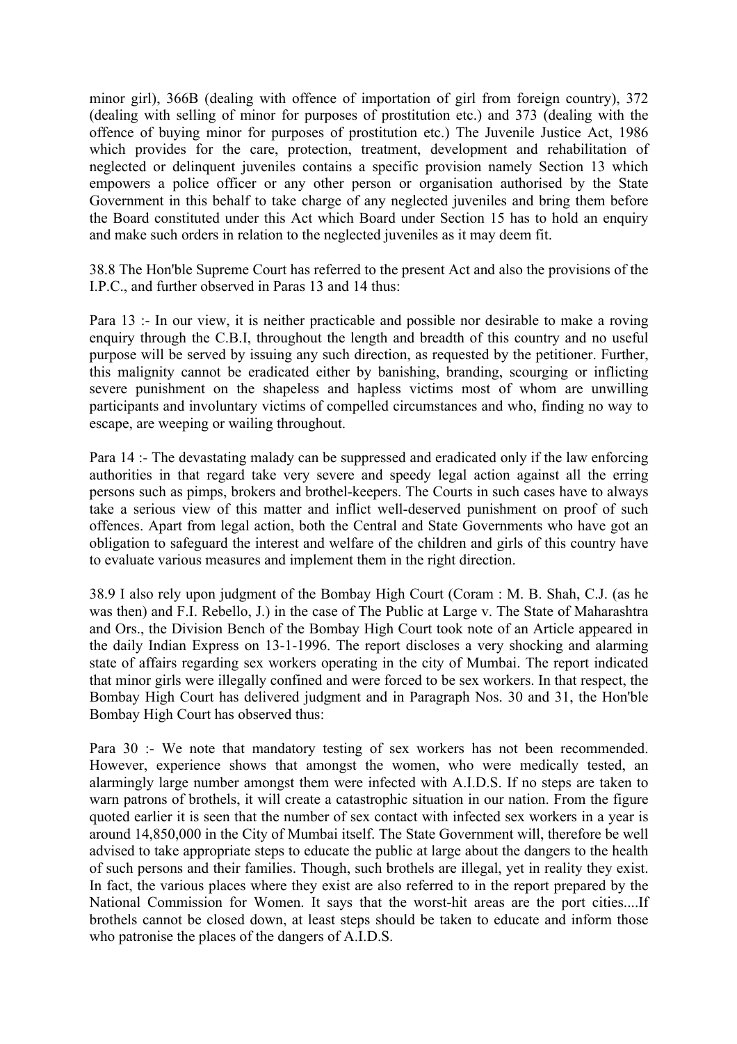minor girl), 366B (dealing with offence of importation of girl from foreign country), 372 (dealing with selling of minor for purposes of prostitution etc.) and 373 (dealing with the offence of buying minor for purposes of prostitution etc.) The Juvenile Justice Act, 1986 which provides for the care, protection, treatment, development and rehabilitation of neglected or delinquent juveniles contains a specific provision namely Section 13 which empowers a police officer or any other person or organisation authorised by the State Government in this behalf to take charge of any neglected juveniles and bring them before the Board constituted under this Act which Board under Section 15 has to hold an enquiry and make such orders in relation to the neglected juveniles as it may deem fit.

38.8 The Hon'ble Supreme Court has referred to the present Act and also the provisions of the I.P.C., and further observed in Paras 13 and 14 thus:

Para 13 :- In our view, it is neither practicable and possible nor desirable to make a roving enquiry through the C.B.I, throughout the length and breadth of this country and no useful purpose will be served by issuing any such direction, as requested by the petitioner. Further, this malignity cannot be eradicated either by banishing, branding, scourging or inflicting severe punishment on the shapeless and hapless victims most of whom are unwilling participants and involuntary victims of compelled circumstances and who, finding no way to escape, are weeping or wailing throughout.

Para 14 :- The devastating malady can be suppressed and eradicated only if the law enforcing authorities in that regard take very severe and speedy legal action against all the erring persons such as pimps, brokers and brothel-keepers. The Courts in such cases have to always take a serious view of this matter and inflict well-deserved punishment on proof of such offences. Apart from legal action, both the Central and State Governments who have got an obligation to safeguard the interest and welfare of the children and girls of this country have to evaluate various measures and implement them in the right direction.

38.9 I also rely upon judgment of the Bombay High Court (Coram : M. B. Shah, C.J. (as he was then) and F.I. Rebello, J.) in the case of The Public at Large v. The State of Maharashtra and Ors., the Division Bench of the Bombay High Court took note of an Article appeared in the daily Indian Express on 13-1-1996. The report discloses a very shocking and alarming state of affairs regarding sex workers operating in the city of Mumbai. The report indicated that minor girls were illegally confined and were forced to be sex workers. In that respect, the Bombay High Court has delivered judgment and in Paragraph Nos. 30 and 31, the Hon'ble Bombay High Court has observed thus:

Para 30 :- We note that mandatory testing of sex workers has not been recommended. However, experience shows that amongst the women, who were medically tested, an alarmingly large number amongst them were infected with A.I.D.S. If no steps are taken to warn patrons of brothels, it will create a catastrophic situation in our nation. From the figure quoted earlier it is seen that the number of sex contact with infected sex workers in a year is around 14,850,000 in the City of Mumbai itself. The State Government will, therefore be well advised to take appropriate steps to educate the public at large about the dangers to the health of such persons and their families. Though, such brothels are illegal, yet in reality they exist. In fact, the various places where they exist are also referred to in the report prepared by the National Commission for Women. It says that the worst-hit areas are the port cities....If brothels cannot be closed down, at least steps should be taken to educate and inform those who patronise the places of the dangers of A.I.D.S.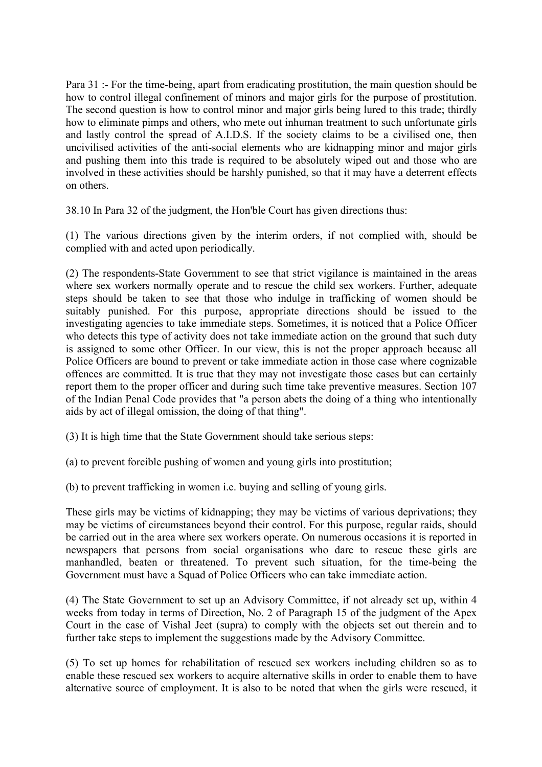Para 31 :- For the time-being, apart from eradicating prostitution, the main question should be how to control illegal confinement of minors and major girls for the purpose of prostitution. The second question is how to control minor and major girls being lured to this trade; thirdly how to eliminate pimps and others, who mete out inhuman treatment to such unfortunate girls and lastly control the spread of A.I.D.S. If the society claims to be a civilised one, then uncivilised activities of the anti-social elements who are kidnapping minor and major girls and pushing them into this trade is required to be absolutely wiped out and those who are involved in these activities should be harshly punished, so that it may have a deterrent effects on others.

38.10 In Para 32 of the judgment, the Hon'ble Court has given directions thus:

(1) The various directions given by the interim orders, if not complied with, should be complied with and acted upon periodically.

(2) The respondents-State Government to see that strict vigilance is maintained in the areas where sex workers normally operate and to rescue the child sex workers. Further, adequate steps should be taken to see that those who indulge in trafficking of women should be suitably punished. For this purpose, appropriate directions should be issued to the investigating agencies to take immediate steps. Sometimes, it is noticed that a Police Officer who detects this type of activity does not take immediate action on the ground that such duty is assigned to some other Officer. In our view, this is not the proper approach because all Police Officers are bound to prevent or take immediate action in those case where cognizable offences are committed. It is true that they may not investigate those cases but can certainly report them to the proper officer and during such time take preventive measures. Section 107 of the Indian Penal Code provides that "a person abets the doing of a thing who intentionally aids by act of illegal omission, the doing of that thing".

(3) It is high time that the State Government should take serious steps:

(a) to prevent forcible pushing of women and young girls into prostitution;

(b) to prevent trafficking in women i.e. buying and selling of young girls.

These girls may be victims of kidnapping; they may be victims of various deprivations; they may be victims of circumstances beyond their control. For this purpose, regular raids, should be carried out in the area where sex workers operate. On numerous occasions it is reported in newspapers that persons from social organisations who dare to rescue these girls are manhandled, beaten or threatened. To prevent such situation, for the time-being the Government must have a Squad of Police Officers who can take immediate action.

(4) The State Government to set up an Advisory Committee, if not already set up, within 4 weeks from today in terms of Direction, No. 2 of Paragraph 15 of the judgment of the Apex Court in the case of Vishal Jeet (supra) to comply with the objects set out therein and to further take steps to implement the suggestions made by the Advisory Committee.

(5) To set up homes for rehabilitation of rescued sex workers including children so as to enable these rescued sex workers to acquire alternative skills in order to enable them to have alternative source of employment. It is also to be noted that when the girls were rescued, it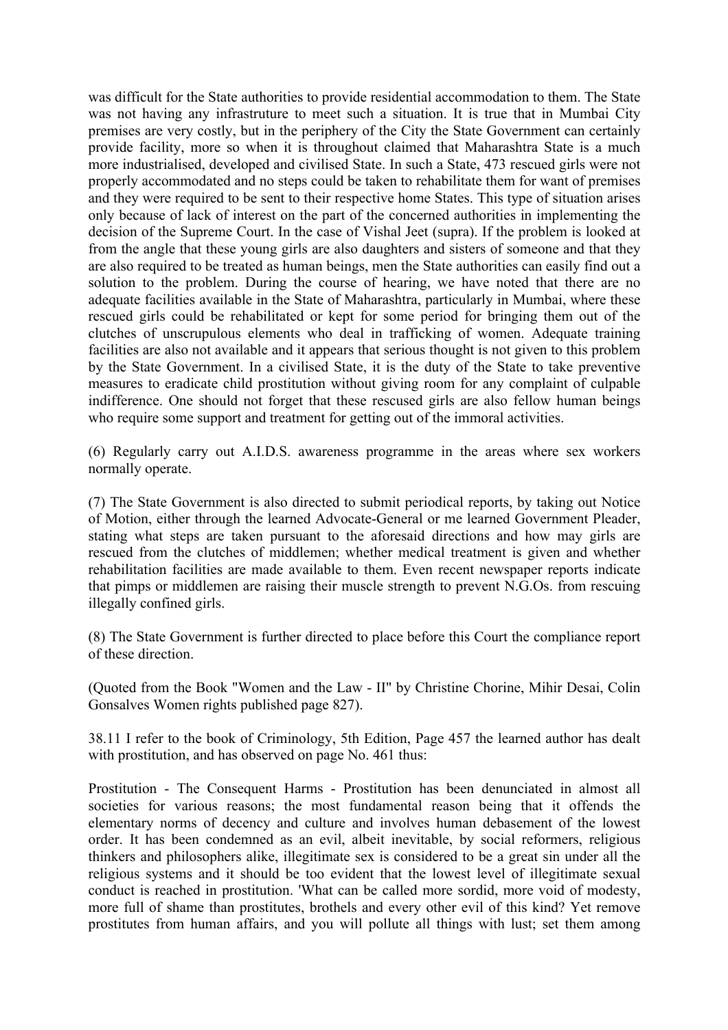was difficult for the State authorities to provide residential accommodation to them. The State was not having any infrastruture to meet such a situation. It is true that in Mumbai City premises are very costly, but in the periphery of the City the State Government can certainly provide facility, more so when it is throughout claimed that Maharashtra State is a much more industrialised, developed and civilised State. In such a State, 473 rescued girls were not properly accommodated and no steps could be taken to rehabilitate them for want of premises and they were required to be sent to their respective home States. This type of situation arises only because of lack of interest on the part of the concerned authorities in implementing the decision of the Supreme Court. In the case of Vishal Jeet (supra). If the problem is looked at from the angle that these young girls are also daughters and sisters of someone and that they are also required to be treated as human beings, men the State authorities can easily find out a solution to the problem. During the course of hearing, we have noted that there are no adequate facilities available in the State of Maharashtra, particularly in Mumbai, where these rescued girls could be rehabilitated or kept for some period for bringing them out of the clutches of unscrupulous elements who deal in trafficking of women. Adequate training facilities are also not available and it appears that serious thought is not given to this problem by the State Government. In a civilised State, it is the duty of the State to take preventive measures to eradicate child prostitution without giving room for any complaint of culpable indifference. One should not forget that these rescused girls are also fellow human beings who require some support and treatment for getting out of the immoral activities.

(6) Regularly carry out A.I.D.S. awareness programme in the areas where sex workers normally operate.

(7) The State Government is also directed to submit periodical reports, by taking out Notice of Motion, either through the learned Advocate-General or me learned Government Pleader, stating what steps are taken pursuant to the aforesaid directions and how may girls are rescued from the clutches of middlemen; whether medical treatment is given and whether rehabilitation facilities are made available to them. Even recent newspaper reports indicate that pimps or middlemen are raising their muscle strength to prevent N.G.Os. from rescuing illegally confined girls.

(8) The State Government is further directed to place before this Court the compliance report of these direction.

(Quoted from the Book "Women and the Law - II" by Christine Chorine, Mihir Desai, Colin Gonsalves Women rights published page 827).

38.11 I refer to the book of Criminology, 5th Edition, Page 457 the learned author has dealt with prostitution, and has observed on page No. 461 thus:

Prostitution - The Consequent Harms - Prostitution has been denunciated in almost all societies for various reasons; the most fundamental reason being that it offends the elementary norms of decency and culture and involves human debasement of the lowest order. It has been condemned as an evil, albeit inevitable, by social reformers, religious thinkers and philosophers alike, illegitimate sex is considered to be a great sin under all the religious systems and it should be too evident that the lowest level of illegitimate sexual conduct is reached in prostitution. 'What can be called more sordid, more void of modesty, more full of shame than prostitutes, brothels and every other evil of this kind? Yet remove prostitutes from human affairs, and you will pollute all things with lust; set them among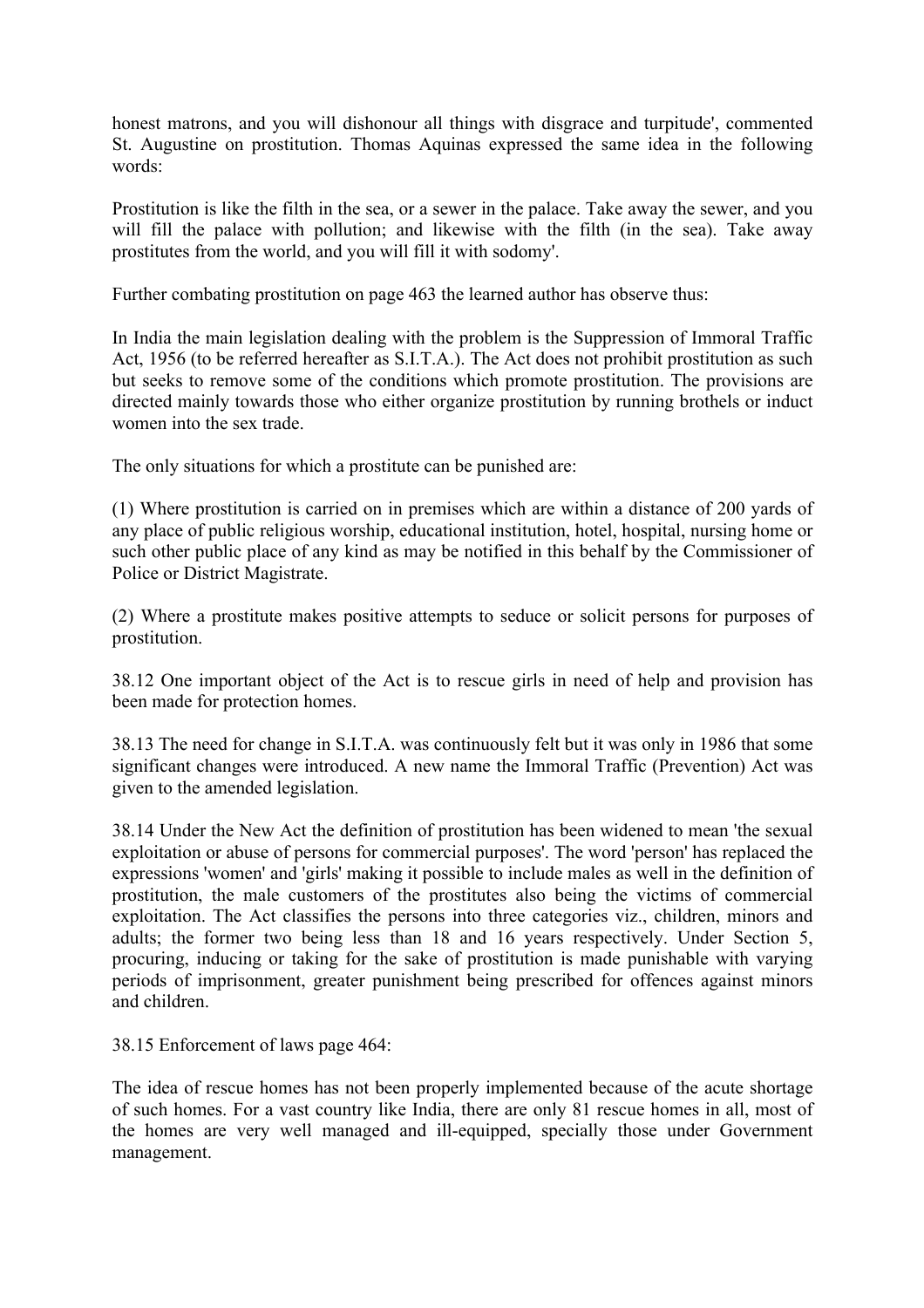honest matrons, and you will dishonour all things with disgrace and turpitude', commented St. Augustine on prostitution. Thomas Aquinas expressed the same idea in the following words:

Prostitution is like the filth in the sea, or a sewer in the palace. Take away the sewer, and you will fill the palace with pollution; and likewise with the filth (in the sea). Take away prostitutes from the world, and you will fill it with sodomy'.

Further combating prostitution on page 463 the learned author has observe thus:

In India the main legislation dealing with the problem is the Suppression of Immoral Traffic Act, 1956 (to be referred hereafter as S.I.T.A.). The Act does not prohibit prostitution as such but seeks to remove some of the conditions which promote prostitution. The provisions are directed mainly towards those who either organize prostitution by running brothels or induct women into the sex trade.

The only situations for which a prostitute can be punished are:

(1) Where prostitution is carried on in premises which are within a distance of 200 yards of any place of public religious worship, educational institution, hotel, hospital, nursing home or such other public place of any kind as may be notified in this behalf by the Commissioner of Police or District Magistrate.

(2) Where a prostitute makes positive attempts to seduce or solicit persons for purposes of prostitution.

38.12 One important object of the Act is to rescue girls in need of help and provision has been made for protection homes.

38.13 The need for change in S.I.T.A. was continuously felt but it was only in 1986 that some significant changes were introduced. A new name the Immoral Traffic (Prevention) Act was given to the amended legislation.

38.14 Under the New Act the definition of prostitution has been widened to mean 'the sexual exploitation or abuse of persons for commercial purposes'. The word 'person' has replaced the expressions 'women' and 'girls' making it possible to include males as well in the definition of prostitution, the male customers of the prostitutes also being the victims of commercial exploitation. The Act classifies the persons into three categories viz., children, minors and adults; the former two being less than 18 and 16 years respectively. Under Section 5, procuring, inducing or taking for the sake of prostitution is made punishable with varying periods of imprisonment, greater punishment being prescribed for offences against minors and children.

38.15 Enforcement of laws page 464:

The idea of rescue homes has not been properly implemented because of the acute shortage of such homes. For a vast country like India, there are only 81 rescue homes in all, most of the homes are very well managed and ill-equipped, specially those under Government management.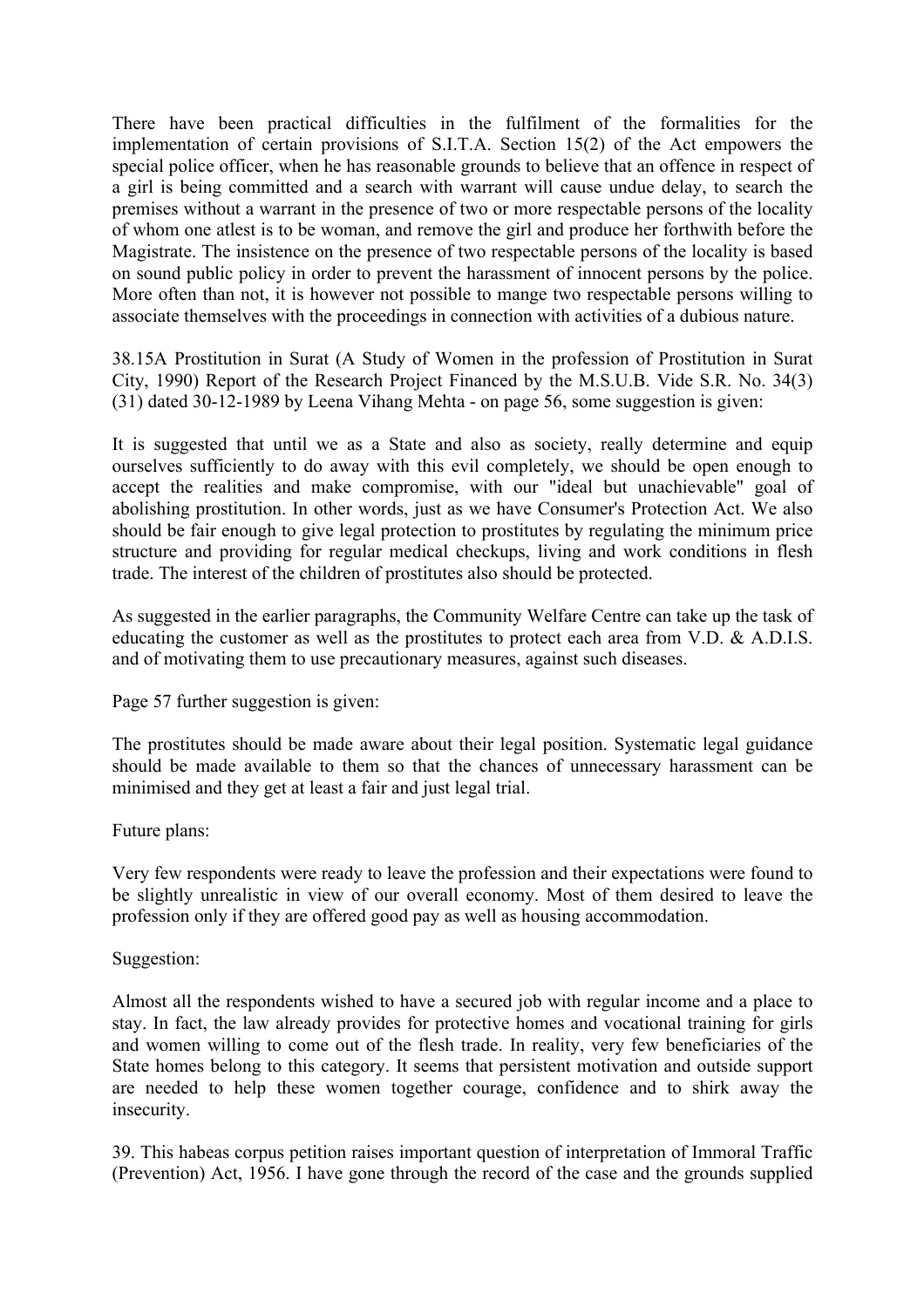There have been practical difficulties in the fulfilment of the formalities for the implementation of certain provisions of S.I.T.A. Section 15(2) of the Act empowers the special police officer, when he has reasonable grounds to believe that an offence in respect of a girl is being committed and a search with warrant will cause undue delay, to search the premises without a warrant in the presence of two or more respectable persons of the locality of whom one atlest is to be woman, and remove the girl and produce her forthwith before the Magistrate. The insistence on the presence of two respectable persons of the locality is based on sound public policy in order to prevent the harassment of innocent persons by the police. More often than not, it is however not possible to mange two respectable persons willing to associate themselves with the proceedings in connection with activities of a dubious nature.

38.15A Prostitution in Surat (A Study of Women in the profession of Prostitution in Surat City, 1990) Report of the Research Project Financed by the M.S.U.B. Vide S.R. No. 34(3) (31) dated 30-12-1989 by Leena Vihang Mehta - on page 56, some suggestion is given:

It is suggested that until we as a State and also as society, really determine and equip ourselves sufficiently to do away with this evil completely, we should be open enough to accept the realities and make compromise, with our "ideal but unachievable" goal of abolishing prostitution. In other words, just as we have Consumer's Protection Act. We also should be fair enough to give legal protection to prostitutes by regulating the minimum price structure and providing for regular medical checkups, living and work conditions in flesh trade. The interest of the children of prostitutes also should be protected.

As suggested in the earlier paragraphs, the Community Welfare Centre can take up the task of educating the customer as well as the prostitutes to protect each area from V.D. & A.D.I.S. and of motivating them to use precautionary measures, against such diseases.

Page 57 further suggestion is given:

The prostitutes should be made aware about their legal position. Systematic legal guidance should be made available to them so that the chances of unnecessary harassment can be minimised and they get at least a fair and just legal trial.

Future plans:

Very few respondents were ready to leave the profession and their expectations were found to be slightly unrealistic in view of our overall economy. Most of them desired to leave the profession only if they are offered good pay as well as housing accommodation.

Suggestion:

Almost all the respondents wished to have a secured job with regular income and a place to stay. In fact, the law already provides for protective homes and vocational training for girls and women willing to come out of the flesh trade. In reality, very few beneficiaries of the State homes belong to this category. It seems that persistent motivation and outside support are needed to help these women together courage, confidence and to shirk away the insecurity.

39. This habeas corpus petition raises important question of interpretation of Immoral Traffic (Prevention) Act, 1956. I have gone through the record of the case and the grounds supplied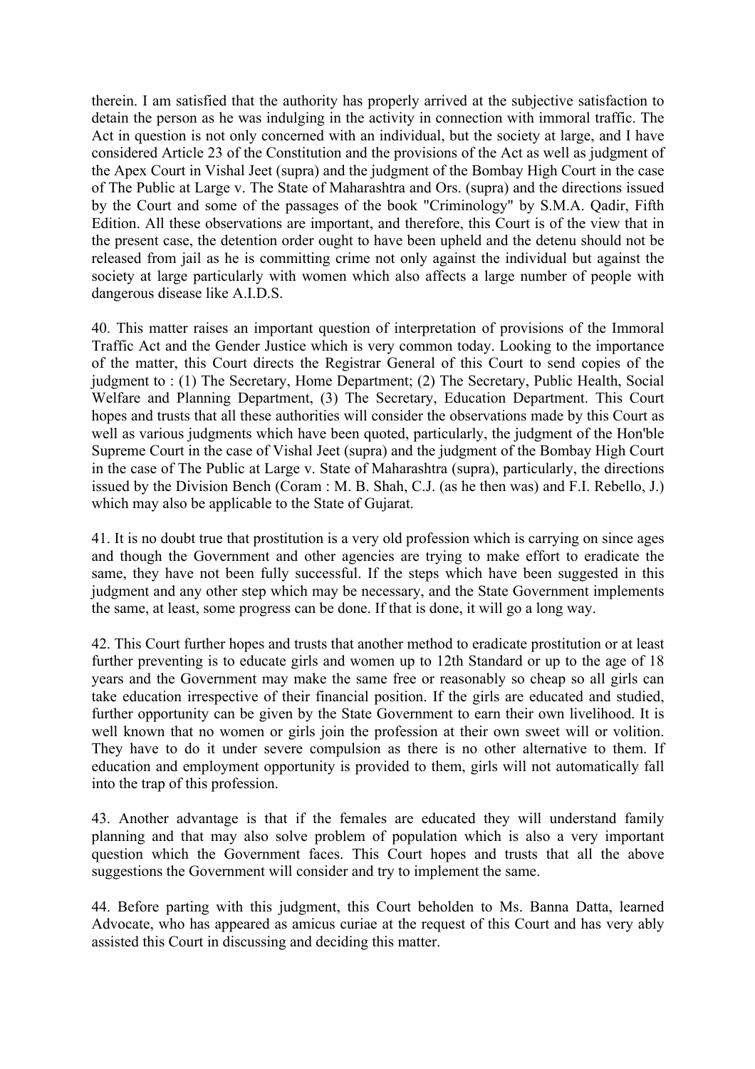therein. I am satisfied that the authority has properly arrived at the subjective satisfaction to detain the person as he was indulging in the activity in connection with immoral traffic. The Act in question is not only concerned with an individual, but the society at large, and I have considered Article 23 of the Constitution and the provisions of the Act as well as judgment of the Apex Court in Vishal Jeet (supra) and the judgment of the Bombay High Court in the case of The Public at Large v. The State of Maharashtra and Ors. (supra) and the directions issued by the Court and some of the passages of the book "Criminology" by S.M.A. Qadir, Fifth Edition. All these observations are important, and therefore, this Court is of the view that in the present case, the detention order ought to have been upheld and the detenu should not be released from jail as he is committing crime not only against the individual but against the society at large particularly with women which also affects a large number of people with dangerous disease like A.I.D.S.

40. This matter raises an important question of interpretation of provisions of the Immoral Traffic Act and the Gender Justice which is very common today. Looking to the importance of the matter, this Court directs the Registrar General of this Court to send copies of the judgment to : (1) The Secretary, Home Department; (2) The Secretary, Public Health, Social Welfare and Planning Department, (3) The Secretary, Education Department. This Court hopes and trusts that all these authorities will consider the observations made by this Court as well as various judgments which have been quoted, particularly, the judgment of the Hon'ble Supreme Court in the case of Vishal Jeet (supra) and the judgment of the Bombay High Court in the case of The Public at Large v. State of Maharashtra (supra), particularly, the directions issued by the Division Bench (Coram : M. B. Shah, C.J. (as he then was) and F.I. Rebello, J.) which may also be applicable to the State of Gujarat.

41. It is no doubt true that prostitution is a very old profession which is carrying on since ages and though the Government and other agencies are trying to make effort to eradicate the same, they have not been fully successful. If the steps which have been suggested in this judgment and any other step which may be necessary, and the State Government implements the same, at least, some progress can be done. If that is done, it will go a long way.

42. This Court further hopes and trusts that another method to eradicate prostitution or at least further preventing is to educate girls and women up to 12th Standard or up to the age of 18 years and the Government may make the same free or reasonably so cheap so all girls can take education irrespective of their financial position. If the girls are educated and studied, further opportunity can be given by the State Government to earn their own livelihood. It is well known that no women or girls join the profession at their own sweet will or volition. They have to do it under severe compulsion as there is no other alternative to them. If education and employment opportunity is provided to them, girls will not automatically fall into the trap of this profession.

43. Another advantage is that if the females are educated they will understand family planning and that may also solve problem of population which is also a very important question which the Government faces. This Court hopes and trusts that all the above suggestions the Government will consider and try to implement the same.

44. Before parting with this judgment, this Court beholden to Ms. Banna Datta, learned Advocate, who has appeared as amicus curiae at the request of this Court and has very ably assisted this Court in discussing and deciding this matter.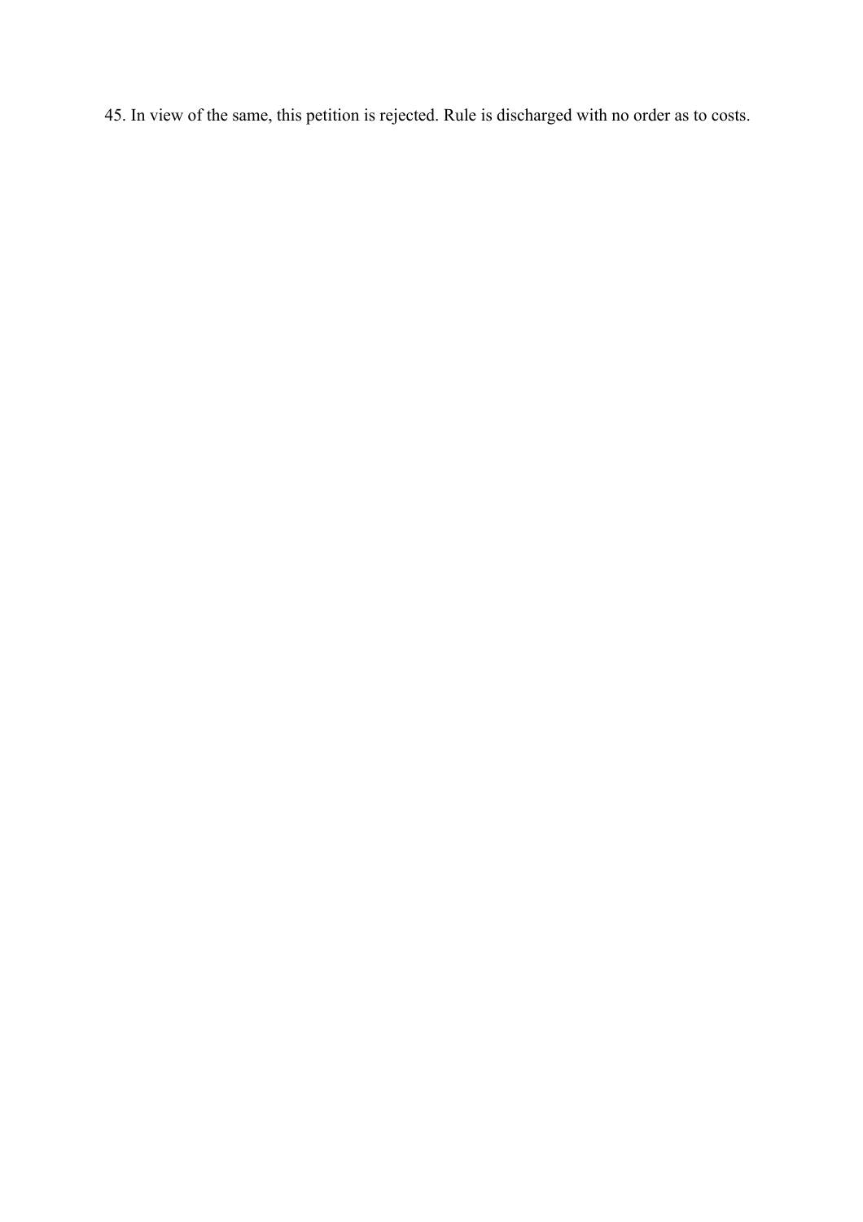45. In view of the same, this petition is rejected. Rule is discharged with no order as to costs.